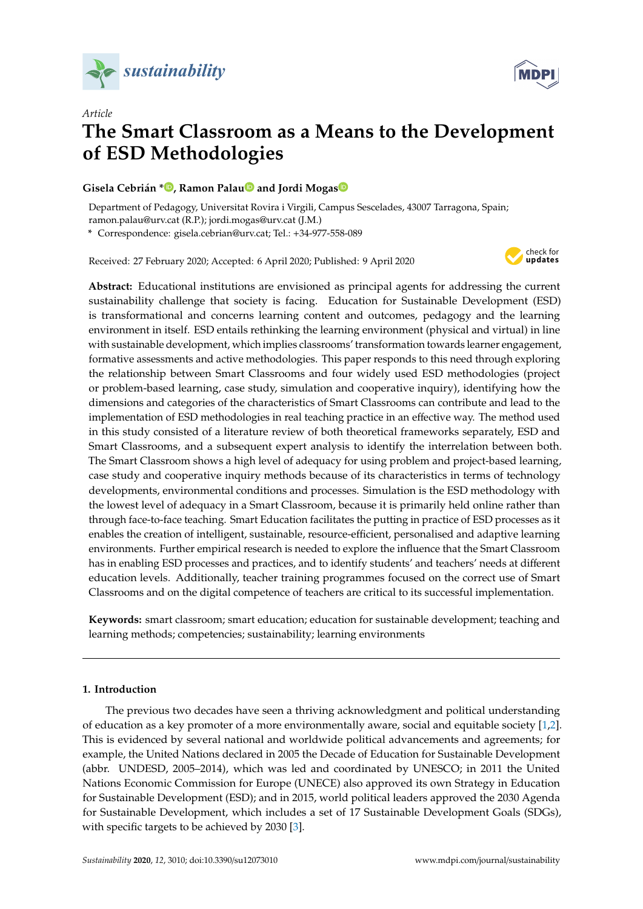*Article*

# The Smart Classroom as a Means to the Development of ESD Methodologies

**Gisela Cebrián \*, Ramon Palau and Jordi Mogas**

Department of Pedagogy, Universitat Rovira i Virgili, Campus Sescelades, 43007 Tarragona, Spain; ramon.palau@urv.cat (R.P.); jordi.mogas@urv.cat (J.M.)

\* Correspondence: gisela.cebrian@urv.cat; Tel.: +34-977-558-089

Received: 27 February 2020; Accepted: 6 April 2020; Published: 9 April 2020

**Abstract:** Educational institutions are envisioned as principal agents for addressing the current sustainability challenge that society is facing. Education for Sustainable Development (ESD) is transformational and concerns learning content and outcomes, pedagogy and the learning environment in itself. ESD entails rethinking the learning environment (physical and virtual) in line with sustainable development, which implies classrooms' transformation towards learner engagement, formative assessments and active methodologies. This paper responds to this need through exploring the relationship between Smart Classrooms and four widely used ESD methodologies (project or problem-based learning, case study, simulation and cooperative inquiry), identifying how the dimensions and categories of the characteristics of Smart Classrooms can contribute and lead to the implementation of ESD methodologies in real teaching practice in an effective way. The method used in this study consisted of a literature review of both theoretical frameworks separately, ESD and Smart Classrooms, and a subsequent expert analysis to identify the interrelation between both. The Smart Classroom shows a high level of adequacy for using problem and project-based learning, case study and cooperative inquiry methods because of its characteristics in terms of technology developments, environmental conditions and processes. Simulation is the ESD methodology with the lowest level of adequacy in a Smart Classroom, because it is primarily held online rather than through face-to-face teaching. Smart Education facilitates the putting in practice of ESD processes as it enables the creation of intelligent, sustainable, resource-efficient, personalised and adaptive learning environments. Further empirical research is needed to explore the influence that the Smart Classroom has in enabling ESD processes and practices, and to identify students' and teachers' needs at different education levels. Additionally, teacher training programmes focused on the correct use of Smart Classrooms and on the digital competence of teachers are critical to its successful implementation.

**Keywords:** smart classroom; smart education; education for sustainable development; teaching and learning methods; competencies; sustainability; learning environments

## 1. Introduction

The previous two decades have seen a thriving acknowledgment and political understanding of education as a key promoter of a more environmentally aware, social and equitable society [1,2]. This is evidenced by several national and worldwide political advancements and agreements; for example, the United Nations declared in 2005 the Decade of Education for Sustainable Development (abbr. UNDESD, 2005–2014), which was led and coordinated by UNESCO; in 2011 the United Nations Economic Commission for Europe (UNECE) also approved its own Strategy in Education for Sustainable Development (ESD); and in 2015, world political leaders approved the 2030 Agenda for Sustainable Development, which includes a set of 17 Sustainable Development Goals (SDGs), with specific targets to be achieved by 2030 [3].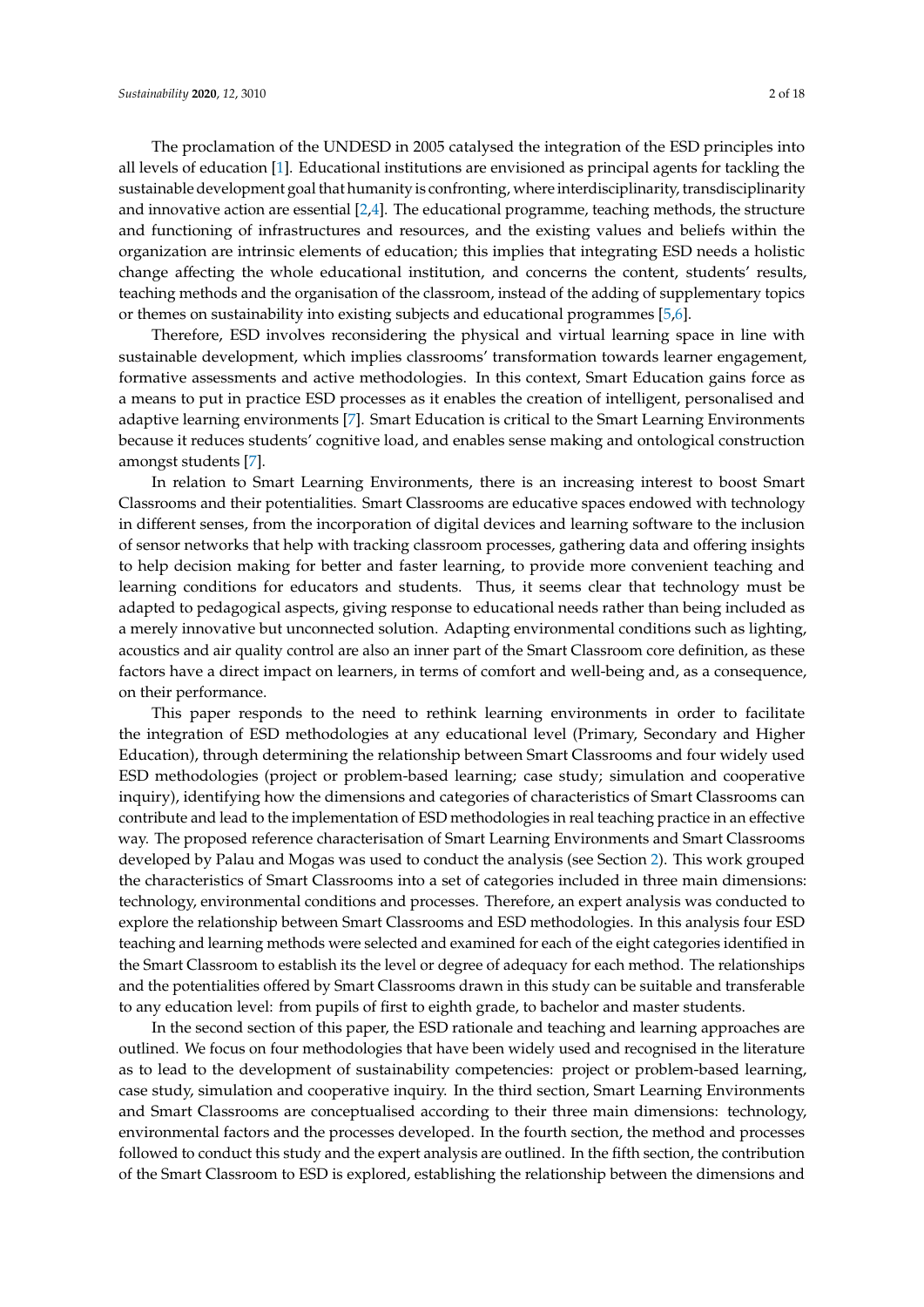The proclamation of the UNDESD in 2005 catalysed the integration of the ESD principles into all levels of education [1]. Educational institutions are envisioned as principal agents for tackling the sustainable development goal that humanity is confronting, where interdisciplinarity, transdisciplinarity and innovative action are essential [2,4]. The educational programme, teaching methods, the structure and functioning of infrastructures and resources, and the existing values and beliefs within the organization are intrinsic elements of education; this implies that integrating ESD needs a holistic change affecting the whole educational institution, and concerns the content, students' results, teaching methods and the organisation of the classroom, instead of the adding of supplementary topics or themes on sustainability into existing subjects and educational programmes [5,6].

Therefore, ESD involves reconsidering the physical and virtual learning space in line with sustainable development, which implies classrooms' transformation towards learner engagement, formative assessments and active methodologies. In this context, Smart Education gains force as a means to put in practice ESD processes as it enables the creation of intelligent, personalised and adaptive learning environments [7]. Smart Education is critical to the Smart Learning Environments because it reduces students' cognitive load, and enables sense making and ontological construction amongst students [7].

In relation to Smart Learning Environments, there is an increasing interest to boost Smart Classrooms and their potentialities. Smart Classrooms are educative spaces endowed with technology in different senses, from the incorporation of digital devices and learning software to the inclusion of sensor networks that help with tracking classroom processes, gathering data and offering insights to help decision making for better and faster learning, to provide more convenient teaching and learning conditions for educators and students. Thus, it seems clear that technology must be adapted to pedagogical aspects, giving response to educational needs rather than being included as a merely innovative but unconnected solution. Adapting environmental conditions such as lighting, acoustics and air quality control are also an inner part of the Smart Classroom core definition, as these factors have a direct impact on learners, in terms of comfort and well-being and, as a consequence, on their performance.

This paper responds to the need to rethink learning environments in order to facilitate the integration of ESD methodologies at any educational level (Primary, Secondary and Higher Education), through determining the relationship between Smart Classrooms and four widely used ESD methodologies (project or problem-based learning; case study; simulation and cooperative inquiry), identifying how the dimensions and categories of characteristics of Smart Classrooms can contribute and lead to the implementation of ESD methodologies in real teaching practice in an effective way. The proposed reference characterisation of Smart Learning Environments and Smart Classrooms developed by Palau and Mogas was used to conduct the analysis (see Section 2). This work grouped the characteristics of Smart Classrooms into a set of categories included in three main dimensions: technology, environmental conditions and processes. Therefore, an expert analysis was conducted to explore the relationship between Smart Classrooms and ESD methodologies. In this analysis four ESD teaching and learning methods were selected and examined for each of the eight categories identified in the Smart Classroom to establish its the level or degree of adequacy for each method. The relationships and the potentialities offered by Smart Classrooms drawn in this study can be suitable and transferable to any education level: from pupils of first to eighth grade, to bachelor and master students.

In the second section of this paper, the ESD rationale and teaching and learning approaches are outlined. We focus on four methodologies that have been widely used and recognised in the literature as to lead to the development of sustainability competencies: project or problem-based learning, case study, simulation and cooperative inquiry. In the third section, Smart Learning Environments and Smart Classrooms are conceptualised according to their three main dimensions: technology, environmental factors and the processes developed. In the fourth section, the method and processes followed to conduct this study and the expert analysis are outlined. In the fifth section, the contribution of the Smart Classroom to ESD is explored, establishing the relationship between the dimensions and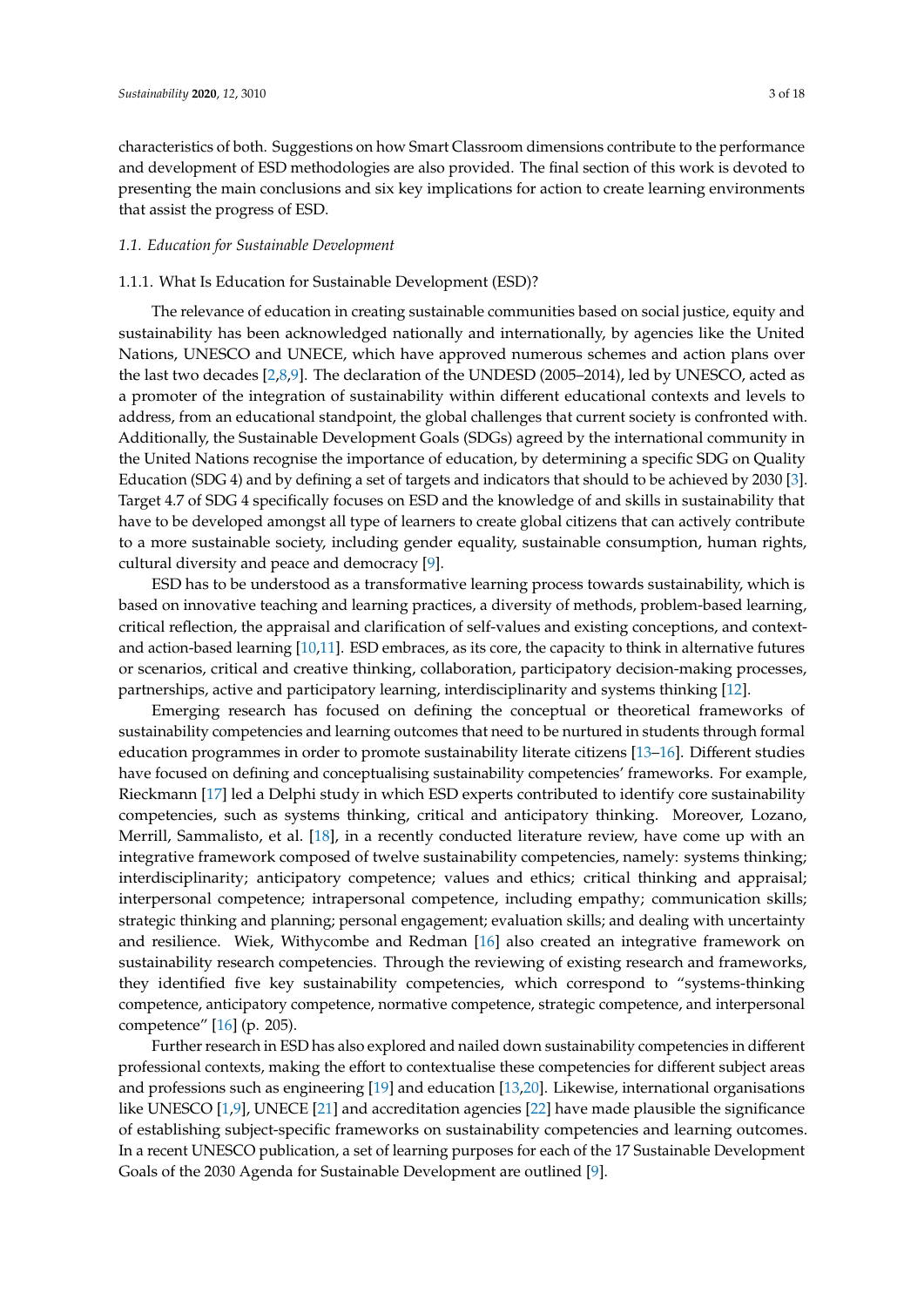characteristics of both. Suggestions on how Smart Classroom dimensions contribute to the performance and development of ESD methodologies are also provided. The final section of this work is devoted to presenting the main conclusions and six key implications for action to create learning environments that assist the progress of ESD.

### *1.1. Education for Sustainable Development*

#### 1.1.1. What Is Education for Sustainable Development (ESD)?

The relevance of education in creating sustainable communities based on social justice, equity and sustainability has been acknowledged nationally and internationally, by agencies like the United Nations, UNESCO and UNECE, which have approved numerous schemes and action plans over the last two decades [2,8,9]. The declaration of the UNDESD (2005–2014), led by UNESCO, acted as a promoter of the integration of sustainability within different educational contexts and levels to address, from an educational standpoint, the global challenges that current society is confronted with. Additionally, the Sustainable Development Goals (SDGs) agreed by the international community in the United Nations recognise the importance of education, by determining a specific SDG on Quality Education (SDG 4) and by defining a set of targets and indicators that should to be achieved by 2030 [3]. Target 4.7 of SDG 4 specifically focuses on ESD and the knowledge of and skills in sustainability that have to be developed amongst all type of learners to create global citizens that can actively contribute to a more sustainable society, including gender equality, sustainable consumption, human rights, cultural diversity and peace and democracy [9].

ESD has to be understood as a transformative learning process towards sustainability, which is based on innovative teaching and learning practices, a diversity of methods, problem-based learning, critical reflection, the appraisal and clarification of self-values and existing conceptions, and context- and action-based learning [10,11]. ESD embraces, as its core, the capacity to think in alternative futures or scenarios, critical and creative thinking, collaboration, participatory decision-making processes, partnerships, active and participatory learning, interdisciplinarity and systems thinking [12].

Emerging research has focused on defining the conceptual or theoretical frameworks of sustainability competencies and learning outcomes that need to be nurtured in students through formal education programmes in order to promote sustainability literate citizens [13–16]. Different studies have focused on defining and conceptualising sustainability competencies' frameworks. For example, Rieckmann [17] led a Delphi study in which ESD experts contributed to identify core sustainability competencies, such as systems thinking, critical and anticipatory thinking. Moreover, Lozano, Merrill, Sammalisto, et al. [18], in a recently conducted literature review, have come up with an integrative framework composed of twelve sustainability competencies, namely: systems thinking; interdisciplinarity; anticipatory competence; values and ethics; critical thinking and appraisal; interpersonal competence; intrapersonal competence, including empathy; communication skills; strategic thinking and planning; personal engagement; evaluation skills; and dealing with uncertainty and resilience. Wiek, Withycombe and Redman [16] also created an integrative framework on sustainability research competencies. Through the reviewing of existing research and frameworks, they identified five key sustainability competencies, which correspond to "systems-thinking competence, anticipatory competence, normative competence, strategic competence, and interpersonal competence" [16] (p. 205).

Further research in ESD has also explored and nailed down sustainability competencies in different professional contexts, making the effort to contextualise these competencies for different subject areas and professions such as engineering [19] and education [13,20]. Likewise, international organisations like UNESCO [1,9], UNECE [21] and accreditation agencies [22] have made plausible the significance of establishing subject-specific frameworks on sustainability competencies and learning outcomes. In a recent UNESCO publication, a set of learning purposes for each of the 17 Sustainable Development Goals of the 2030 Agenda for Sustainable Development are outlined [9].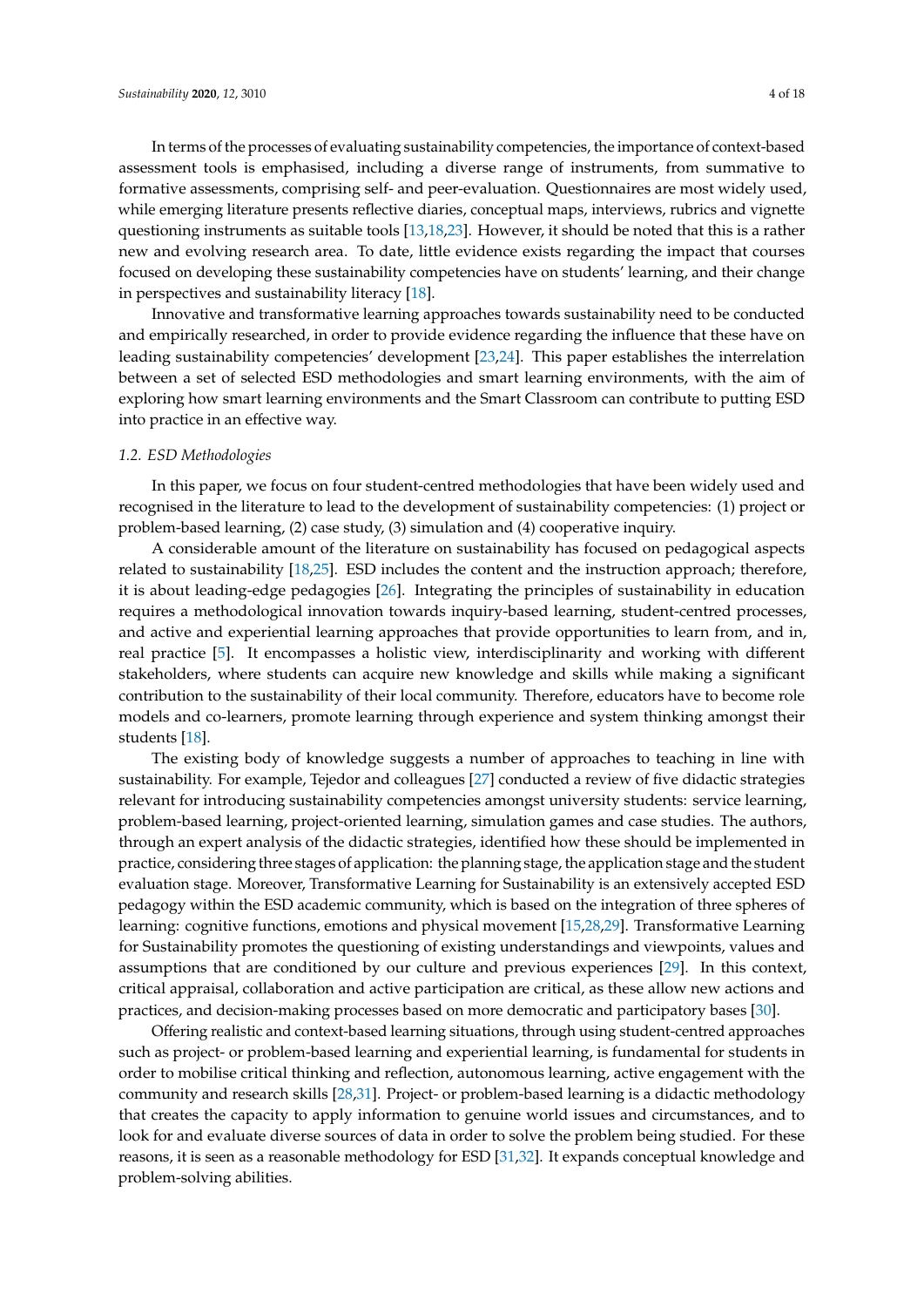In terms of the processes of evaluating sustainability competencies, the importance of context-based assessment tools is emphasised, including a diverse range of instruments, from summative to formative assessments, comprising self- and peer-evaluation. Questionnaires are most widely used, while emerging literature presents reflective diaries, conceptual maps, interviews, rubrics and vignette questioning instruments as suitable tools [13,18,23]. However, it should be noted that this is a rather new and evolving research area. To date, little evidence exists regarding the impact that courses focused on developing these sustainability competencies have on students' learning, and their change in perspectives and sustainability literacy [18].

Innovative and transformative learning approaches towards sustainability need to be conducted and empirically researched, in order to provide evidence regarding the influence that these have on leading sustainability competencies' development [23,24]. This paper establishes the interrelation between a set of selected ESD methodologies and smart learning environments, with the aim of exploring how smart learning environments and the Smart Classroom can contribute to putting ESD into practice in an effective way.

### *1.2. ESD Methodologies*

In this paper, we focus on four student-centred methodologies that have been widely used and recognised in the literature to lead to the development of sustainability competencies: (1) project or problem-based learning, (2) case study, (3) simulation and (4) cooperative inquiry.

A considerable amount of the literature on sustainability has focused on pedagogical aspects related to sustainability [18,25]. ESD includes the content and the instruction approach; therefore, it is about leading-edge pedagogies [26]. Integrating the principles of sustainability in education requires a methodological innovation towards inquiry-based learning, student-centred processes, and active and experiential learning approaches that provide opportunities to learn from, and in, real practice [5]. It encompasses a holistic view, interdisciplinarity and working with different stakeholders, where students can acquire new knowledge and skills while making a significant contribution to the sustainability of their local community. Therefore, educators have to become role models and co-learners, promote learning through experience and system thinking amongst their students [18].

The existing body of knowledge suggests a number of approaches to teaching in line with sustainability. For example, Tejedor and colleagues [27] conducted a review of five didactic strategies relevant for introducing sustainability competencies amongst university students: service learning, problem-based learning, project-oriented learning, simulation games and case studies. The authors, through an expert analysis of the didactic strategies, identified how these should be implemented in practice, considering three stages of application: the planning stage, the application stage and the student evaluation stage. Moreover, Transformative Learning for Sustainability is an extensively accepted ESD pedagogy within the ESD academic community, which is based on the integration of three spheres of learning: cognitive functions, emotions and physical movement [15,28,29]. Transformative Learning for Sustainability promotes the questioning of existing understandings and viewpoints, values and assumptions that are conditioned by our culture and previous experiences [29]. In this context, critical appraisal, collaboration and active participation are critical, as these allow new actions and practices, and decision-making processes based on more democratic and participatory bases [30].

Offering realistic and context-based learning situations, through using student-centred approaches such as project- or problem-based learning and experiential learning, is fundamental for students in order to mobilise critical thinking and reflection, autonomous learning, active engagement with the community and research skills [28,31]. Project- or problem-based learning is a didactic methodology that creates the capacity to apply information to genuine world issues and circumstances, and to look for and evaluate diverse sources of data in order to solve the problem being studied. For these reasons, it is seen as a reasonable methodology for ESD [31,32]. It expands conceptual knowledge and problem-solving abilities.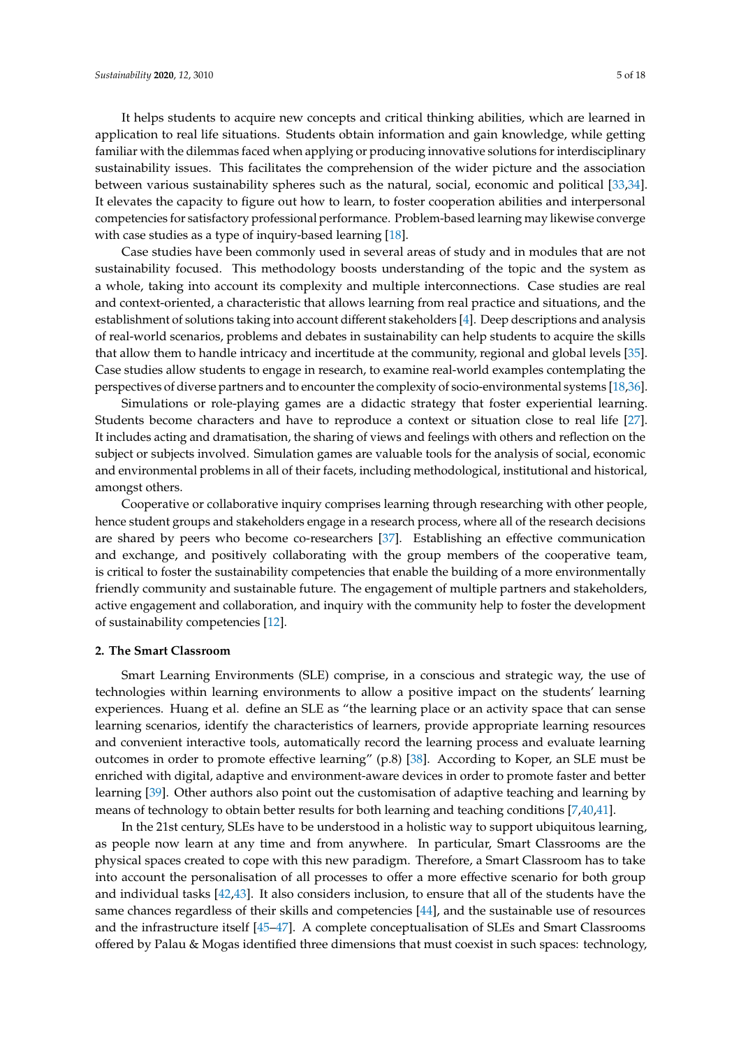It helps students to acquire new concepts and critical thinking abilities, which are learned in application to real life situations. Students obtain information and gain knowledge, while getting familiar with the dilemmas faced when applying or producing innovative solutions for interdisciplinary sustainability issues. This facilitates the comprehension of the wider picture and the association between various sustainability spheres such as the natural, social, economic and political [33,34]. It elevates the capacity to figure out how to learn, to foster cooperation abilities and interpersonal competencies for satisfactory professional performance. Problem-based learning may likewise converge with case studies as a type of inquiry-based learning [18].

Case studies have been commonly used in several areas of study and in modules that are not sustainability focused. This methodology boosts understanding of the topic and the system as a whole, taking into account its complexity and multiple interconnections. Case studies are real and context-oriented, a characteristic that allows learning from real practice and situations, and the establishment of solutions taking into account different stakeholders [4]. Deep descriptions and analysis of real-world scenarios, problems and debates in sustainability can help students to acquire the skills that allow them to handle intricacy and incertitude at the community, regional and global levels [35]. Case studies allow students to engage in research, to examine real-world examples contemplating the perspectives of diverse partners and to encounter the complexity of socio-environmental systems [18,36].

Simulations or role-playing games are a didactic strategy that foster experiential learning. Students become characters and have to reproduce a context or situation close to real life [27]. It includes acting and dramatisation, the sharing of views and feelings with others and reflection on the subject or subjects involved. Simulation games are valuable tools for the analysis of social, economic and environmental problems in all of their facets, including methodological, institutional and historical, amongst others.

Cooperative or collaborative inquiry comprises learning through researching with other people, hence student groups and stakeholders engage in a research process, where all of the research decisions are shared by peers who become co-researchers [37]. Establishing an effective communication and exchange, and positively collaborating with the group members of the cooperative team, is critical to foster the sustainability competencies that enable the building of a more environmentally friendly community and sustainable future. The engagement of multiple partners and stakeholders, active engagement and collaboration, and inquiry with the community help to foster the development of sustainability competencies [12].

## 2. The Smart Classroom

Smart Learning Environments (SLE) comprise, in a conscious and strategic way, the use of technologies within learning environments to allow a positive impact on the students' learning experiences. Huang et al. define an SLE as "the learning place or an activity space that can sense learning scenarios, identify the characteristics of learners, provide appropriate learning resources and convenient interactive tools, automatically record the learning process and evaluate learning outcomes in order to promote effective learning" (p.8) [38]. According to Koper, an SLE must be enriched with digital, adaptive and environment-aware devices in order to promote faster and better learning [39]. Other authors also point out the customisation of adaptive teaching and learning by means of technology to obtain better results for both learning and teaching conditions [7,40,41].

In the 21st century, SLEs have to be understood in a holistic way to support ubiquitous learning, as people now learn at any time and from anywhere. In particular, Smart Classrooms are the physical spaces created to cope with this new paradigm. Therefore, a Smart Classroom has to take into account the personalisation of all processes to offer a more effective scenario for both group and individual tasks [42,43]. It also considers inclusion, to ensure that all of the students have the same chances regardless of their skills and competencies [44], and the sustainable use of resources and the infrastructure itself [45–47]. A complete conceptualisation of SLEs and Smart Classrooms offered by Palau & Mogas identified three dimensions that must coexist in such spaces: technology,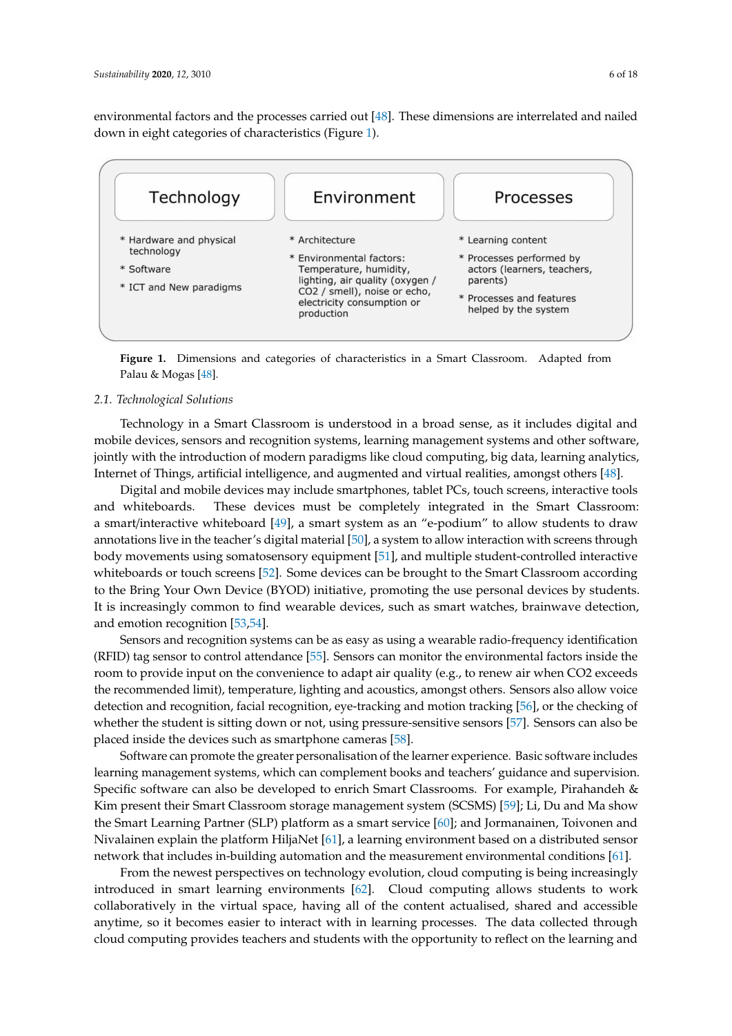environmental factors and the processes carried out [48]. These dimensions are interrelated and nailed down in eight categories of characteristics (Figure 1).

| Technology | Environment | Processes |
| --- | --- | --- |
| * Hardware and physical technology<br>* Software<br>* ICT and New paradigms | * Architecture<br>* Environmental factors: Temperature, humidity, lighting, air quality (oxygen / $CO_2$ / smell), noise or echo, electricity consumption or production | * Learning content<br>* Processes performed by actors (learners, teachers, parents)<br>* Processes and features helped by the system |

**Figure 1.** Dimensions and categories of characteristics in a Smart Classroom. Adapted from Palau & Mogas [48].

### 2.1. Technological Solutions

Technology in a Smart Classroom is understood in a broad sense, as it includes digital and mobile devices, sensors and recognition systems, learning management systems and other software, jointly with the introduction of modern paradigms like cloud computing, big data, learning analytics, Internet of Things, artificial intelligence, and augmented and virtual realities, amongst others [48].

Digital and mobile devices may include smartphones, tablet PCs, touch screens, interactive tools and whiteboards. These devices must be completely integrated in the Smart Classroom: a smart/interactive whiteboard [49], a smart system as an "e-podium" to allow students to draw annotations live in the teacher's digital material [50], a system to allow interaction with screens through body movements using somatosensory equipment [51], and multiple student-controlled interactive whiteboards or touch screens [52]. Some devices can be brought to the Smart Classroom according to the Bring Your Own Device (BYOD) initiative, promoting the use personal devices by students. It is increasingly common to find wearable devices, such as smart watches, brainwave detection, and emotion recognition [53,54].

Sensors and recognition systems can be as easy as using a wearable radio-frequency identification (RFID) tag sensor to control attendance [55]. Sensors can monitor the environmental factors inside the room to provide input on the convenience to adapt air quality (e.g., to renew air when $CO_2$ exceeds the recommended limit), temperature, lighting and acoustics, amongst others. Sensors also allow voice detection and recognition, facial recognition, eye-tracking and motion tracking [56], or the checking of whether the student is sitting down or not, using pressure-sensitive sensors [57]. Sensors can also be placed inside the devices such as smartphone cameras [58].

Software can promote the greater personalisation of the learner experience. Basic software includes learning management systems, which can complement books and teachers' guidance and supervision. Specific software can also be developed to enrich Smart Classrooms. For example, Pirahandeh & Kim present their Smart Classroom storage management system (SCSMS) [59]; Li, Du and Ma show the Smart Learning Partner (SLP) platform as a smart service [60]; and Jormanainen, Toivonen and Nivalainen explain the platform HiljaNet [61], a learning environment based on a distributed sensor network that includes in-building automation and the measurement environmental conditions [61].

From the newest perspectives on technology evolution, cloud computing is being increasingly introduced in smart learning environments [62]. Cloud computing allows students to work collaboratively in the virtual space, having all of the content actualised, shared and accessible anytime, so it becomes easier to interact with in learning processes. The data collected through cloud computing provides teachers and students with the opportunity to reflect on the learning and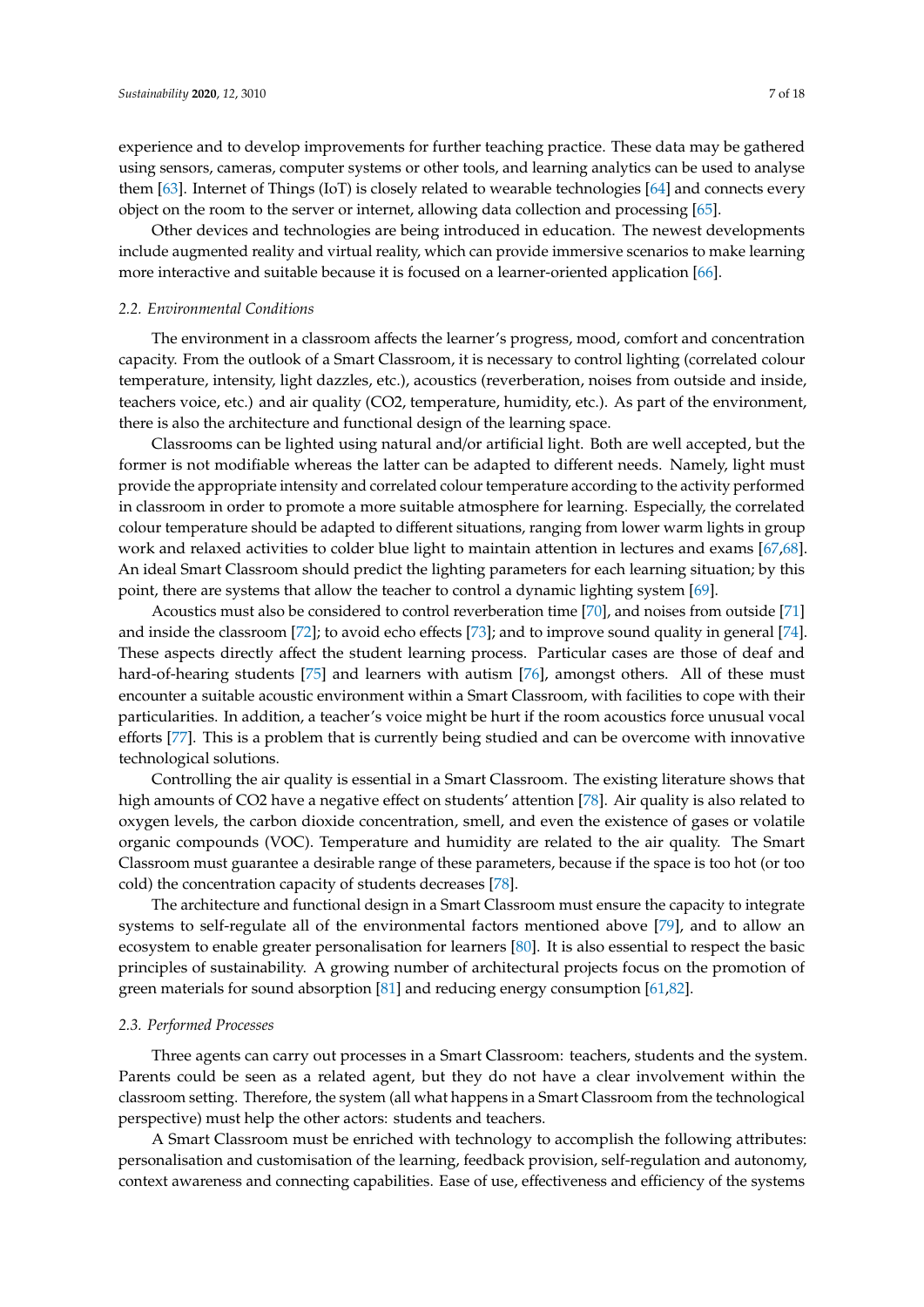experience and to develop improvements for further teaching practice. These data may be gathered using sensors, cameras, computer systems or other tools, and learning analytics can be used to analyse them [63]. Internet of Things (IoT) is closely related to wearable technologies [64] and connects every object on the room to the server or internet, allowing data collection and processing [65].

Other devices and technologies are being introduced in education. The newest developments include augmented reality and virtual reality, which can provide immersive scenarios to make learning more interactive and suitable because it is focused on a learner-oriented application [66].

### 2.2. Environmental Conditions

The environment in a classroom affects the learner's progress, mood, comfort and concentration capacity. From the outlook of a Smart Classroom, it is necessary to control lighting (correlated colour temperature, intensity, light dazzles, etc.), acoustics (reverberation, noises from outside and inside, teachers voice, etc.) and air quality ($CO_2$, temperature, humidity, etc.). As part of the environment, there is also the architecture and functional design of the learning space.

Classrooms can be lighted using natural and/or artificial light. Both are well accepted, but the former is not modifiable whereas the latter can be adapted to different needs. Namely, light must provide the appropriate intensity and correlated colour temperature according to the activity performed in classroom in order to promote a more suitable atmosphere for learning. Especially, the correlated colour temperature should be adapted to different situations, ranging from lower warm lights in group work and relaxed activities to colder blue light to maintain attention in lectures and exams [67,68]. An ideal Smart Classroom should predict the lighting parameters for each learning situation; by this point, there are systems that allow the teacher to control a dynamic lighting system [69].

Acoustics must also be considered to control reverberation time [70], and noises from outside [71] and inside the classroom [72]; to avoid echo effects [73]; and to improve sound quality in general [74]. These aspects directly affect the student learning process. Particular cases are those of deaf and hard-of-hearing students [75] and learners with autism [76], amongst others. All of these must encounter a suitable acoustic environment within a Smart Classroom, with facilities to cope with their particularities. In addition, a teacher's voice might be hurt if the room acoustics force unusual vocal efforts [77]. This is a problem that is currently being studied and can be overcome with innovative technological solutions.

Controlling the air quality is essential in a Smart Classroom. The existing literature shows that high amounts of $CO_2$ have a negative effect on students' attention [78]. Air quality is also related to oxygen levels, the carbon dioxide concentration, smell, and even the existence of gases or volatile organic compounds (VOC). Temperature and humidity are related to the air quality. The Smart Classroom must guarantee a desirable range of these parameters, because if the space is too hot (or too cold) the concentration capacity of students decreases [78].

The architecture and functional design in a Smart Classroom must ensure the capacity to integrate systems to self-regulate all of the environmental factors mentioned above [79], and to allow an ecosystem to enable greater personalisation for learners [80]. It is also essential to respect the basic principles of sustainability. A growing number of architectural projects focus on the promotion of green materials for sound absorption [81] and reducing energy consumption [61,82].

### 2.3. Performed Processes

Three agents can carry out processes in a Smart Classroom: teachers, students and the system. Parents could be seen as a related agent, but they do not have a clear involvement within the classroom setting. Therefore, the system (all what happens in a Smart Classroom from the technological perspective) must help the other actors: students and teachers.

A Smart Classroom must be enriched with technology to accomplish the following attributes: personalisation and customisation of the learning, feedback provision, self-regulation and autonomy, context awareness and connecting capabilities. Ease of use, effectiveness and efficiency of the systems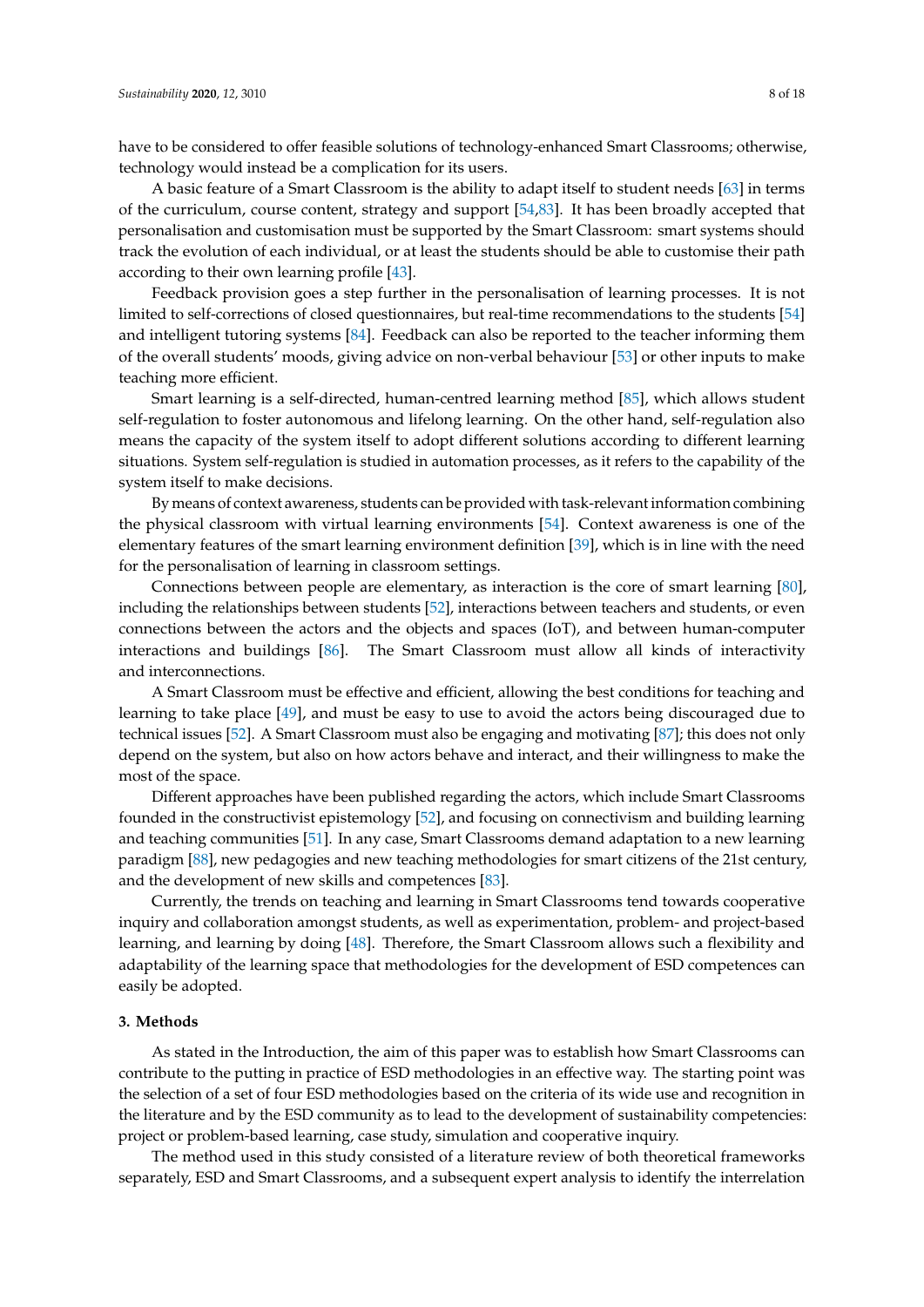have to be considered to offer feasible solutions of technology-enhanced Smart Classrooms; otherwise, technology would instead be a complication for its users.

A basic feature of a Smart Classroom is the ability to adapt itself to student needs [63] in terms of the curriculum, course content, strategy and support [54,83]. It has been broadly accepted that personalisation and customisation must be supported by the Smart Classroom: smart systems should track the evolution of each individual, or at least the students should be able to customise their path according to their own learning profile [43].

Feedback provision goes a step further in the personalisation of learning processes. It is not limited to self-corrections of closed questionnaires, but real-time recommendations to the students [54] and intelligent tutoring systems [84]. Feedback can also be reported to the teacher informing them of the overall students' moods, giving advice on non-verbal behaviour [53] or other inputs to make teaching more efficient.

Smart learning is a self-directed, human-centred learning method [85], which allows student self-regulation to foster autonomous and lifelong learning. On the other hand, self-regulation also means the capacity of the system itself to adopt different solutions according to different learning situations. System self-regulation is studied in automation processes, as it refers to the capability of the system itself to make decisions.

By means of context awareness, students can be provided with task-relevant information combining the physical classroom with virtual learning environments [54]. Context awareness is one of the elementary features of the smart learning environment definition [39], which is in line with the need for the personalisation of learning in classroom settings.

Connections between people are elementary, as interaction is the core of smart learning [80], including the relationships between students [52], interactions between teachers and students, or even connections between the actors and the objects and spaces (IoT), and between human-computer interactions and buildings [86]. The Smart Classroom must allow all kinds of interactivity and interconnections.

A Smart Classroom must be effective and efficient, allowing the best conditions for teaching and learning to take place [49], and must be easy to use to avoid the actors being discouraged due to technical issues [52]. A Smart Classroom must also be engaging and motivating [87]; this does not only depend on the system, but also on how actors behave and interact, and their willingness to make the most of the space.

Different approaches have been published regarding the actors, which include Smart Classrooms founded in the constructivist epistemology [52], and focusing on connectivism and building learning and teaching communities [51]. In any case, Smart Classrooms demand adaptation to a new learning paradigm [88], new pedagogies and new teaching methodologies for smart citizens of the 21st century, and the development of new skills and competences [83].

Currently, the trends on teaching and learning in Smart Classrooms tend towards cooperative inquiry and collaboration amongst students, as well as experimentation, problem- and project-based learning, and learning by doing [48]. Therefore, the Smart Classroom allows such a flexibility and adaptability of the learning space that methodologies for the development of ESD competences can easily be adopted.

## 3. Methods

As stated in the Introduction, the aim of this paper was to establish how Smart Classrooms can contribute to the putting in practice of ESD methodologies in an effective way. The starting point was the selection of a set of four ESD methodologies based on the criteria of its wide use and recognition in the literature and by the ESD community as to lead to the development of sustainability competencies: project or problem-based learning, case study, simulation and cooperative inquiry.

The method used in this study consisted of a literature review of both theoretical frameworks separately, ESD and Smart Classrooms, and a subsequent expert analysis to identify the interrelation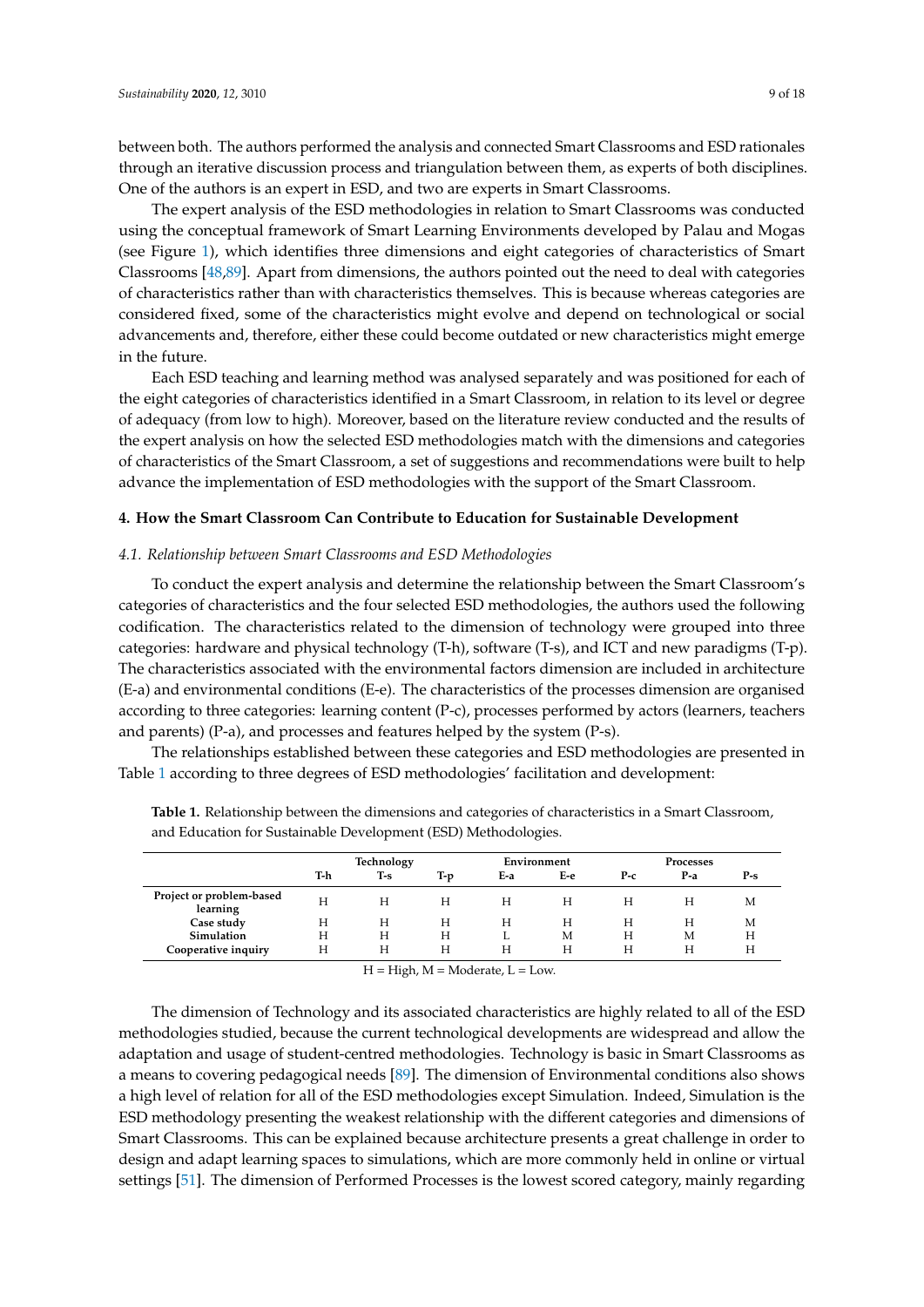between both. The authors performed the analysis and connected Smart Classrooms and ESD rationales through an iterative discussion process and triangulation between them, as experts of both disciplines. One of the authors is an expert in ESD, and two are experts in Smart Classrooms.

The expert analysis of the ESD methodologies in relation to Smart Classrooms was conducted using the conceptual framework of Smart Learning Environments developed by Palau and Mogas (see Figure 1), which identifies three dimensions and eight categories of characteristics of Smart Classrooms [48,89]. Apart from dimensions, the authors pointed out the need to deal with categories of characteristics rather than with characteristics themselves. This is because whereas categories are considered fixed, some of the characteristics might evolve and depend on technological or social advancements and, therefore, either these could become outdated or new characteristics might emerge in the future.

Each ESD teaching and learning method was analysed separately and was positioned for each of the eight categories of characteristics identified in a Smart Classroom, in relation to its level or degree of adequacy (from low to high). Moreover, based on the literature review conducted and the results of the expert analysis on how the selected ESD methodologies match with the dimensions and categories of characteristics of the Smart Classroom, a set of suggestions and recommendations were built to help advance the implementation of ESD methodologies with the support of the Smart Classroom.

## 4. How the Smart Classroom Can Contribute to Education for Sustainable Development

### *4.1. Relationship between Smart Classrooms and ESD Methodologies*

To conduct the expert analysis and determine the relationship between the Smart Classroom's categories of characteristics and the four selected ESD methodologies, the authors used the following codification. The characteristics related to the dimension of technology were grouped into three categories: hardware and physical technology (T-h), software (T-s), and ICT and new paradigms (T-p). The characteristics associated with the environmental factors dimension are included in architecture (E-a) and environmental conditions (E-e). The characteristics of the processes dimension are organised according to three categories: learning content (P-c), processes performed by actors (learners, teachers and parents) (P-a), and processes and features helped by the system (P-s).

The relationships established between these categories and ESD methodologies are presented in Table 1 according to three degrees of ESD methodologies' facilitation and development:

**Table 1.** Relationship between the dimensions and categories of characteristics in a Smart Classroom, and Education for Sustainable Development (ESD) Methodologies.

| | Technology | | | Environment | | Processes | | |
|---|---|---|---|---|---|---|---|---|
| | **T-h** | **T-s** | **T-p** | **E-a** | **E-e** | **P-c** | **P-a** | **P-s** |
| **Project or problem-based learning** | H | H | H | H | H | H | H | M |
| **Case study** | H | H | H | H | H | H | H | M |
| **Simulation** | H | H | H | L | M | H | M | H |
| **Cooperative inquiry** | H | H | H | H | H | H | H | H |

H = High, M = Moderate, L = Low.

The dimension of Technology and its associated characteristics are highly related to all of the ESD methodologies studied, because the current technological developments are widespread and allow the adaptation and usage of student-centred methodologies. Technology is basic in Smart Classrooms as a means to covering pedagogical needs [89]. The dimension of Environmental conditions also shows a high level of relation for all of the ESD methodologies except Simulation. Indeed, Simulation is the ESD methodology presenting the weakest relationship with the different categories and dimensions of Smart Classrooms. This can be explained because architecture presents a great challenge in order to design and adapt learning spaces to simulations, which are more commonly held in online or virtual settings [51]. The dimension of Performed Processes is the lowest scored category, mainly regarding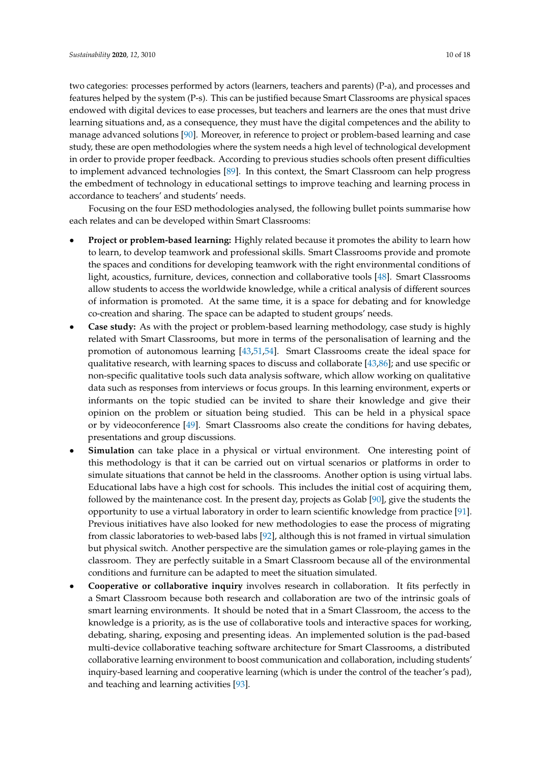two categories: processes performed by actors (learners, teachers and parents) (P-a), and processes and features helped by the system (P-s). This can be justified because Smart Classrooms are physical spaces endowed with digital devices to ease processes, but teachers and learners are the ones that must drive learning situations and, as a consequence, they must have the digital competences and the ability to manage advanced solutions [90]. Moreover, in reference to project or problem-based learning and case study, these are open methodologies where the system needs a high level of technological development in order to provide proper feedback. According to previous studies schools often present difficulties to implement advanced technologies [89]. In this context, the Smart Classroom can help progress the embedment of technology in educational settings to improve teaching and learning process in accordance to teachers' and students' needs.

Focusing on the four ESD methodologies analysed, the following bullet points summarise how each relates and can be developed within Smart Classrooms:

- **Project or problem-based learning:** Highly related because it promotes the ability to learn how to learn, to develop teamwork and professional skills. Smart Classrooms provide and promote the spaces and conditions for developing teamwork with the right environmental conditions of light, acoustics, furniture, devices, connection and collaborative tools [48]. Smart Classrooms allow students to access the worldwide knowledge, while a critical analysis of different sources of information is promoted. At the same time, it is a space for debating and for knowledge co-creation and sharing. The space can be adapted to student groups' needs.
- **Case study:** As with the project or problem-based learning methodology, case study is highly related with Smart Classrooms, but more in terms of the personalisation of learning and the promotion of autonomous learning [43,51,54]. Smart Classrooms create the ideal space for qualitative research, with learning spaces to discuss and collaborate [43,86]; and use specific or non-specific qualitative tools such data analysis software, which allow working on qualitative data such as responses from interviews or focus groups. In this learning environment, experts or informants on the topic studied can be invited to share their knowledge and give their opinion on the problem or situation being studied. This can be held in a physical space or by videoconference [49]. Smart Classrooms also create the conditions for having debates, presentations and group discussions.
- **Simulation** can take place in a physical or virtual environment. One interesting point of this methodology is that it can be carried out on virtual scenarios or platforms in order to simulate situations that cannot be held in the classrooms. Another option is using virtual labs. Educational labs have a high cost for schools. This includes the initial cost of acquiring them, followed by the maintenance cost. In the present day, projects as Golab [90], give the students the opportunity to use a virtual laboratory in order to learn scientific knowledge from practice [91]. Previous initiatives have also looked for new methodologies to ease the process of migrating from classic laboratories to web-based labs [92], although this is not framed in virtual simulation but physical switch. Another perspective are the simulation games or role-playing games in the classroom. They are perfectly suitable in a Smart Classroom because all of the environmental conditions and furniture can be adapted to meet the situation simulated.
- **Cooperative or collaborative inquiry** involves research in collaboration. It fits perfectly in a Smart Classroom because both research and collaboration are two of the intrinsic goals of smart learning environments. It should be noted that in a Smart Classroom, the access to the knowledge is a priority, as is the use of collaborative tools and interactive spaces for working, debating, sharing, exposing and presenting ideas. An implemented solution is the pad-based multi-device collaborative teaching software architecture for Smart Classrooms, a distributed collaborative learning environment to boost communication and collaboration, including students' inquiry-based learning and cooperative learning (which is under the control of the teacher's pad), and teaching and learning activities [93].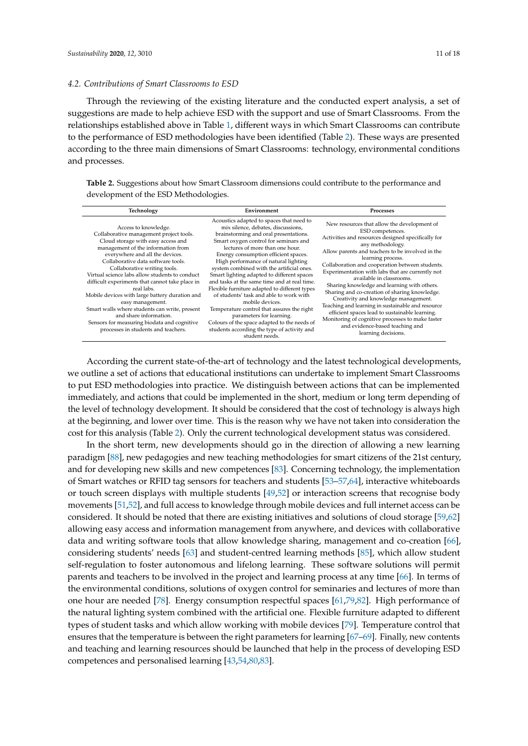### 4.2. Contributions of Smart Classrooms to ESD

Through the reviewing of the existing literature and the conducted expert analysis, a set of suggestions are made to help achieve ESD with the support and use of Smart Classrooms. From the relationships established above in Table 1, different ways in which Smart Classrooms can contribute to the performance of ESD methodologies have been identified (Table 2). These ways are presented according to the three main dimensions of Smart Classrooms: technology, environmental conditions and processes.

**Table 2.** Suggestions about how Smart Classroom dimensions could contribute to the performance and development of the ESD Methodologies.

| Technology | Environment | Processes |
| --- | --- | --- |
| Access to knowledge.<br>Collaborative management project tools.<br>Cloud storage with easy access and management of the information from everywhere and all the devices.<br>Collaborative data software tools.<br>Collaborative writing tools.<br>Virtual science labs allow students to conduct difficult experiments that cannot take place in real labs.<br>Mobile devices with large battery duration and easy management.<br>Smart walls where students can write, present and share information.<br>Sensors for measuring biodata and cognitive processes in students and teachers. | Acoustics adapted to spaces that need to mix silence, debates, discussions, brainstorming and oral presentations.<br>Smart oxygen control for seminars and lectures of more than one hour.<br>Energy consumption efficient spaces.<br>High performance of natural lighting system combined with the artificial ones.<br>Smart lighting adapted to different spaces and tasks at the same time and at real time.<br>Flexible furniture adapted to different types of students' task and able to work with mobile devices.<br>Temperature control that assures the right parameters for learning.<br>Colours of the space adapted to the needs of students according the type of activity and student needs. | New resources that allow the development of ESD competences.<br>Activities and resources designed specifically for any methodology.<br>Allow parents and teachers to be involved in the learning process.<br>Collaboration and cooperation between students.<br>Experimentation with labs that are currently not available in classrooms.<br>Sharing knowledge and learning with others.<br>Sharing and co-creation of sharing knowledge.<br>Creativity and knowledge management.<br>Teaching and learning in sustainable and resource efficient spaces lead to sustainable learning.<br>Monitoring of cognitive processes to make faster and evidence-based teaching and learning decisions. |

According the current state-of-the-art of technology and the latest technological developments, we outline a set of actions that educational institutions can undertake to implement Smart Classrooms to put ESD methodologies into practice. We distinguish between actions that can be implemented immediately, and actions that could be implemented in the short, medium or long term depending of the level of technology development. It should be considered that the cost of technology is always high at the beginning, and lower over time. This is the reason why we have not taken into consideration the cost for this analysis (Table 2). Only the current technological development status was considered.

In the short term, new developments should go in the direction of allowing a new learning paradigm [88], new pedagogies and new teaching methodologies for smart citizens of the 21st century, and for developing new skills and new competences [83]. Concerning technology, the implementation of Smart watches or RFID tag sensors for teachers and students [53–57,64], interactive whiteboards or touch screen displays with multiple students [49,52] or interaction screens that recognise body movements [51,52], and full access to knowledge through mobile devices and full internet access can be considered. It should be noted that there are existing initiatives and solutions of cloud storage [59,62] allowing easy access and information management from anywhere, and devices with collaborative data and writing software tools that allow knowledge sharing, management and co-creation [66], considering students' needs [63] and student-centred learning methods [85], which allow student self-regulation to foster autonomous and lifelong learning. These software solutions will permit parents and teachers to be involved in the project and learning process at any time [66]. In terms of the environmental conditions, solutions of oxygen control for seminaries and lectures of more than one hour are needed [78]. Energy consumption respectful spaces [61,79,82]. High performance of the natural lighting system combined with the artificial one. Flexible furniture adapted to different types of student tasks and which allow working with mobile devices [79]. Temperature control that ensures that the temperature is between the right parameters for learning [67–69]. Finally, new contents and teaching and learning resources should be launched that help in the process of developing ESD competences and personalised learning [43,54,80,83].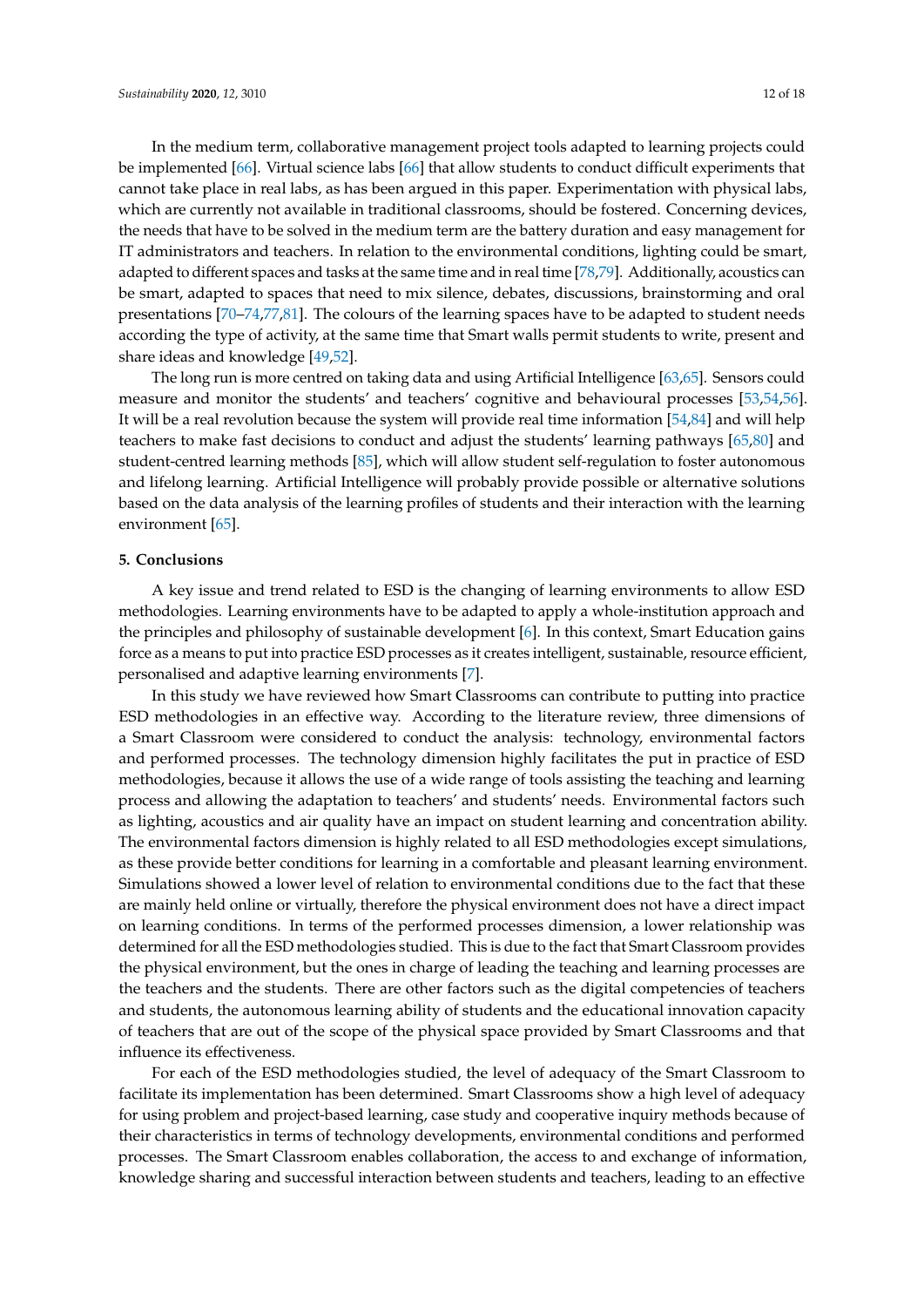In the medium term, collaborative management project tools adapted to learning projects could be implemented [66]. Virtual science labs [66] that allow students to conduct difficult experiments that cannot take place in real labs, as has been argued in this paper. Experimentation with physical labs, which are currently not available in traditional classrooms, should be fostered. Concerning devices, the needs that have to be solved in the medium term are the battery duration and easy management for IT administrators and teachers. In relation to the environmental conditions, lighting could be smart, adapted to different spaces and tasks at the same time and in real time [78,79]. Additionally, acoustics can be smart, adapted to spaces that need to mix silence, debates, discussions, brainstorming and oral presentations [70–74,77,81]. The colours of the learning spaces have to be adapted to student needs according the type of activity, at the same time that Smart walls permit students to write, present and share ideas and knowledge [49,52].

The long run is more centred on taking data and using Artificial Intelligence [63,65]. Sensors could measure and monitor the students' and teachers' cognitive and behavioural processes [53,54,56]. It will be a real revolution because the system will provide real time information [54,84] and will help teachers to make fast decisions to conduct and adjust the students' learning pathways [65,80] and student-centred learning methods [85], which will allow student self-regulation to foster autonomous and lifelong learning. Artificial Intelligence will probably provide possible or alternative solutions based on the data analysis of the learning profiles of students and their interaction with the learning environment [65].

## 5. Conclusions

A key issue and trend related to ESD is the changing of learning environments to allow ESD methodologies. Learning environments have to be adapted to apply a whole-institution approach and the principles and philosophy of sustainable development [6]. In this context, Smart Education gains force as a means to put into practice ESD processes as it creates intelligent, sustainable, resource efficient, personalised and adaptive learning environments [7].

In this study we have reviewed how Smart Classrooms can contribute to putting into practice ESD methodologies in an effective way. According to the literature review, three dimensions of a Smart Classroom were considered to conduct the analysis: technology, environmental factors and performed processes. The technology dimension highly facilitates the put in practice of ESD methodologies, because it allows the use of a wide range of tools assisting the teaching and learning process and allowing the adaptation to teachers' and students' needs. Environmental factors such as lighting, acoustics and air quality have an impact on student learning and concentration ability. The environmental factors dimension is highly related to all ESD methodologies except simulations, as these provide better conditions for learning in a comfortable and pleasant learning environment. Simulations showed a lower level of relation to environmental conditions due to the fact that these are mainly held online or virtually, therefore the physical environment does not have a direct impact on learning conditions. In terms of the performed processes dimension, a lower relationship was determined for all the ESD methodologies studied. This is due to the fact that Smart Classroom provides the physical environment, but the ones in charge of leading the teaching and learning processes are the teachers and the students. There are other factors such as the digital competencies of teachers and students, the autonomous learning ability of students and the educational innovation capacity of teachers that are out of the scope of the physical space provided by Smart Classrooms and that influence its effectiveness.

For each of the ESD methodologies studied, the level of adequacy of the Smart Classroom to facilitate its implementation has been determined. Smart Classrooms show a high level of adequacy for using problem and project-based learning, case study and cooperative inquiry methods because of their characteristics in terms of technology developments, environmental conditions and performed processes. The Smart Classroom enables collaboration, the access to and exchange of information, knowledge sharing and successful interaction between students and teachers, leading to an effective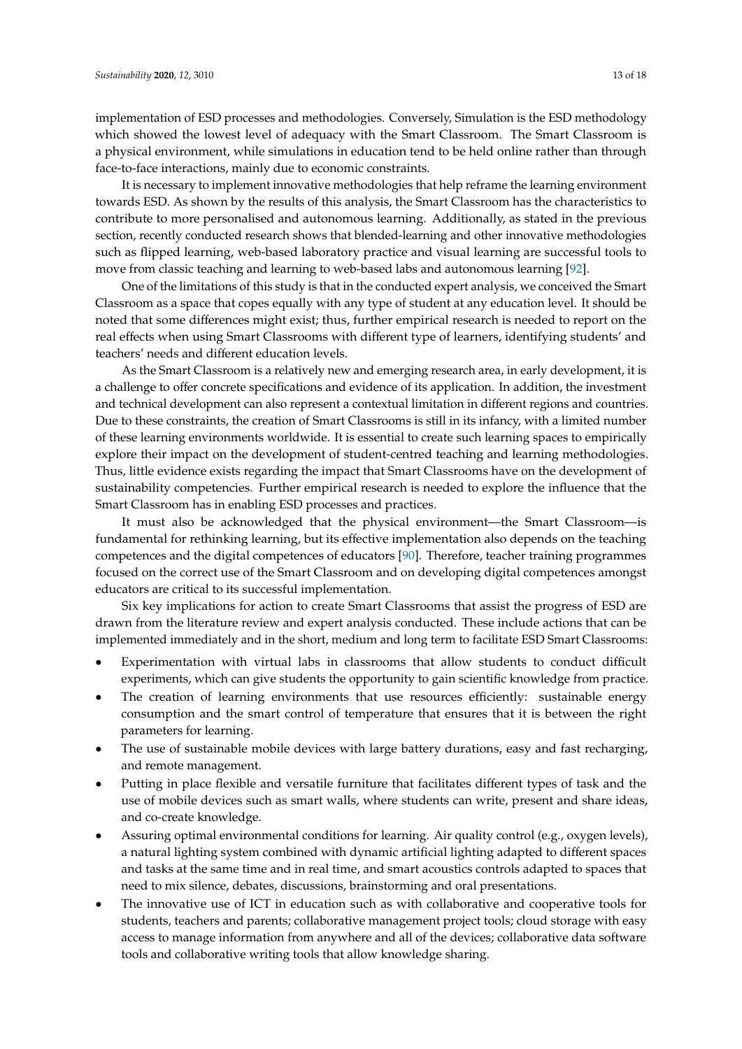implementation of ESD processes and methodologies. Conversely, Simulation is the ESD methodology which showed the lowest level of adequacy with the Smart Classroom. The Smart Classroom is a physical environment, while simulations in education tend to be held online rather than through face-to-face interactions, mainly due to economic constraints.

It is necessary to implement innovative methodologies that help reframe the learning environment towards ESD. As shown by the results of this analysis, the Smart Classroom has the characteristics to contribute to more personalised and autonomous learning. Additionally, as stated in the previous section, recently conducted research shows that blended-learning and other innovative methodologies such as flipped learning, web-based laboratory practice and visual learning are successful tools to move from classic teaching and learning to web-based labs and autonomous learning [92].

One of the limitations of this study is that in the conducted expert analysis, we conceived the Smart Classroom as a space that copes equally with any type of student at any education level. It should be noted that some differences might exist; thus, further empirical research is needed to report on the real effects when using Smart Classrooms with different type of learners, identifying students' and teachers' needs and different education levels.

As the Smart Classroom is a relatively new and emerging research area, in early development, it is a challenge to offer concrete specifications and evidence of its application. In addition, the investment and technical development can also represent a contextual limitation in different regions and countries. Due to these constraints, the creation of Smart Classrooms is still in its infancy, with a limited number of these learning environments worldwide. It is essential to create such learning spaces to empirically explore their impact on the development of student-centred teaching and learning methodologies. Thus, little evidence exists regarding the impact that Smart Classrooms have on the development of sustainability competencies. Further empirical research is needed to explore the influence that the Smart Classroom has in enabling ESD processes and practices.

It must also be acknowledged that the physical environment—the Smart Classroom—is fundamental for rethinking learning, but its effective implementation also depends on the teaching competences and the digital competences of educators [90]. Therefore, teacher training programmes focused on the correct use of the Smart Classroom and on developing digital competences amongst educators are critical to its successful implementation.

Six key implications for action to create Smart Classrooms that assist the progress of ESD are drawn from the literature review and expert analysis conducted. These include actions that can be implemented immediately and in the short, medium and long term to facilitate ESD Smart Classrooms:

- Experimentation with virtual labs in classrooms that allow students to conduct difficult experiments, which can give students the opportunity to gain scientific knowledge from practice.
- The creation of learning environments that use resources efficiently: sustainable energy consumption and the smart control of temperature that ensures that it is between the right parameters for learning.
- The use of sustainable mobile devices with large battery durations, easy and fast recharging, and remote management.
- Putting in place flexible and versatile furniture that facilitates different types of task and the use of mobile devices such as smart walls, where students can write, present and share ideas, and co-create knowledge.
- Assuring optimal environmental conditions for learning. Air quality control (e.g., oxygen levels), a natural lighting system combined with dynamic artificial lighting adapted to different spaces and tasks at the same time and in real time, and smart acoustics controls adapted to spaces that need to mix silence, debates, discussions, brainstorming and oral presentations.
- The innovative use of ICT in education such as with collaborative and cooperative tools for students, teachers and parents; collaborative management project tools; cloud storage with easy access to manage information from anywhere and all of the devices; collaborative data software tools and collaborative writing tools that allow knowledge sharing.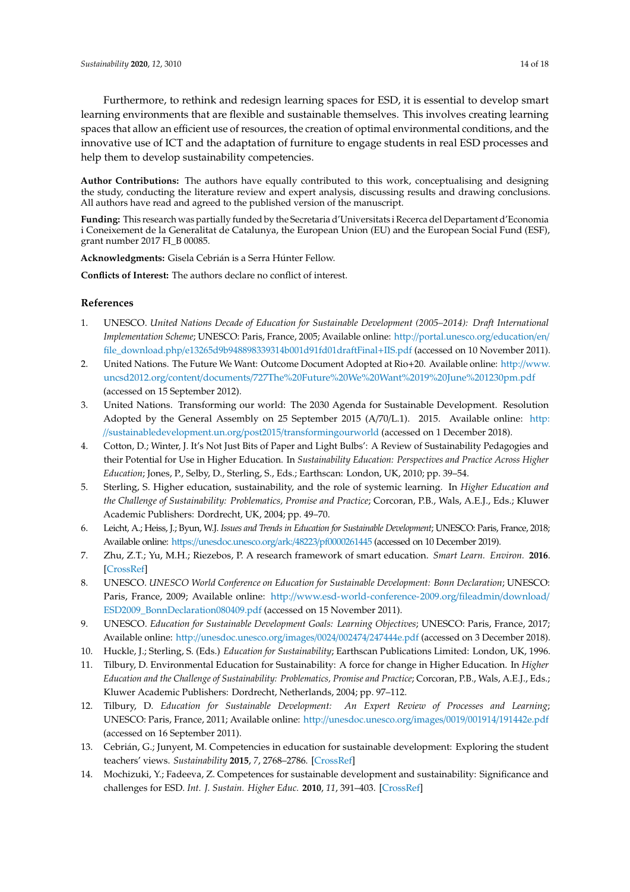Furthermore, to rethink and redesign learning spaces for ESD, it is essential to develop smart learning environments that are flexible and sustainable themselves. This involves creating learning spaces that allow an efficient use of resources, the creation of optimal environmental conditions, and the innovative use of ICT and the adaptation of furniture to engage students in real ESD processes and help them to develop sustainability competencies.

**Author Contributions:** The authors have equally contributed to this work, conceptualising and designing the study, conducting the literature review and expert analysis, discussing results and drawing conclusions. All authors have read and agreed to the published version of the manuscript.

**Funding:** This research was partially funded by the Secretaria d'Universitats i Recerca del Departament d'Economia i Coneixement de la Generalitat de Catalunya, the European Union (EU) and the European Social Fund (ESF), grant number 2017 FI_B 00085.

**Acknowledgments:** Gisela Cebrián is a Serra Húnter Fellow.

**Conflicts of Interest:** The authors declare no conflict of interest.

## References

1. UNESCO. *United Nations Decade of Education for Sustainable Development (2005–2014): Draft International Implementation Scheme*; UNESCO: Paris, France, 2005; Available online: http://portal.unesco.org/education/en/file_download.php/e13265d9b948898339314b001d91fd01draftFinal+IIS.pdf (accessed on 10 November 2011).
2. United Nations. The Future We Want: Outcome Document Adopted at Rio+20. Available online: http://www.uncsd2012.org/content/documents/727The%20Future%20We%20Want%2019%20June%201230pm.pdf (accessed on 15 September 2012).
3. United Nations. Transforming our world: The 2030 Agenda for Sustainable Development. Resolution Adopted by the General Assembly on 25 September 2015 (A/70/L.1). 2015. Available online: http://sustainabledevelopment.un.org/post2015/transformingourworld (accessed on 1 December 2018).
4. Cotton, D.; Winter, J. It's Not Just Bits of Paper and Light Bulbs': A Review of Sustainability Pedagogies and their Potential for Use in Higher Education. In *Sustainability Education: Perspectives and Practice Across Higher Education*; Jones, P., Selby, D., Sterling, S., Eds.; Earthscan: London, UK, 2010; pp. 39–54.
5. Sterling, S. Higher education, sustainability, and the role of systemic learning. In *Higher Education and the Challenge of Sustainability: Problematics, Promise and Practice*; Corcoran, P.B., Wals, A.E.J., Eds.; Kluwer Academic Publishers: Dordrecht, UK, 2004; pp. 49–70.
6. Leicht, A.; Heiss, J.; Byun, W.J. *Issues and Trends in Education for Sustainable Development*; UNESCO: Paris, France, 2018; Available online: https://unesdoc.unesco.org/ark:/48223/pf0000261445 (accessed on 10 December 2019).
7. Zhu, Z.T.; Yu, M.H.; Riezebos, P. A research framework of smart education. *Smart Learn. Environ.* **2016**. [CrossRef]
8. UNESCO. *UNESCO World Conference on Education for Sustainable Development: Bonn Declaration*; UNESCO: Paris, France, 2009; Available online: http://www.esd-world-conference-2009.org/fileadmin/download/ESD2009_BonnDeclaration080409.pdf (accessed on 15 November 2011).
9. UNESCO. *Education for Sustainable Development Goals: Learning Objectives*; UNESCO: Paris, France, 2017; Available online: http://unesdoc.unesco.org/images/0024/002474/247444e.pdf (accessed on 3 December 2018).
10. Huckle, J.; Sterling, S. (Eds.) *Education for Sustainability*; Earthscan Publications Limited: London, UK, 1996.
11. Tilbury, D. Environmental Education for Sustainability: A force for change in Higher Education. In *Higher Education and the Challenge of Sustainability: Problematics, Promise and Practice*; Corcoran, P.B., Wals, A.E.J., Eds.; Kluwer Academic Publishers: Dordrecht, Netherlands, 2004; pp. 97–112.
12. Tilbury, D. *Education for Sustainable Development: An Expert Review of Processes and Learning*; UNESCO: Paris, France, 2011; Available online: http://unesdoc.unesco.org/images/0019/001914/191442e.pdf (accessed on 16 September 2011).
13. Cebrián, G.; Junyent, M. Competencies in education for sustainable development: Exploring the student teachers' views. *Sustainability* **2015**, *7*, 2768–2786. [CrossRef]
14. Mochizuki, Y.; Fadeeva, Z. Competences for sustainable development and sustainability: Significance and challenges for ESD. *Int. J. Sustain. Higher Educ.* **2010**, *11*, 391–403. [CrossRef]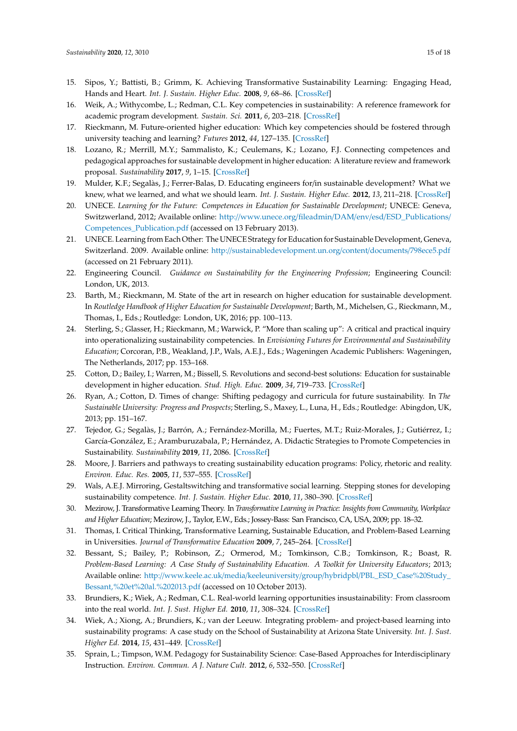15. Sipos, Y.; Battisti, B.; Grimm, K. Achieving Transformative Sustainability Learning: Engaging Head, Hands and Heart. *Int. J. Sustain. Higher Educ.* **2008**, *9*, 68–86. [CrossRef]
16. Weik, A.; Withycombe, L.; Redman, C.L. Key competencies in sustainability: A reference framework for academic program development. *Sustain. Sci.* **2011**, *6*, 203–218. [CrossRef]
17. Rieckmann, M. Future-oriented higher education: Which key competencies should be fostered through university teaching and learning? *Futures* **2012**, *44*, 127–135. [CrossRef]
18. Lozano, R.; Merrill, M.Y.; Sammalisto, K.; Ceulemans, K.; Lozano, F.J. Connecting competences and pedagogical approaches for sustainable development in higher education: A literature review and framework proposal. *Sustainability* **2017**, *9*, 1–15. [CrossRef]
19. Mulder, K.F.; Segalàs, J.; Ferrer-Balas, D. Educating engineers for/in sustainable development? What we knew, what we learned, and what we should learn. *Int. J. Sustain. Higher Educ.* **2012**, *13*, 211–218. [CrossRef]
20. UNECE. *Learning for the Future: Competences in Education for Sustainable Development*; UNECE: Geneva, Switzerland, 2012; Available online: http://www.unece.org/fileadmin/DAM/env/esd/ESD_Publications/Competences_Publication.pdf (accessed on 13 February 2013).
21. UNECE. Learning from Each Other: The UNECE Strategy for Education for Sustainable Development, Geneva, Switzerland. 2009. Available online: http://sustainabledevelopment.un.org/content/documents/798ece5.pdf (accessed on 21 February 2011).
22. Engineering Council. *Guidance on Sustainability for the Engineering Profession*; Engineering Council: London, UK, 2013.
23. Barth, M.; Rieckmann, M. State of the art in research on higher education for sustainable development. In *Routledge Handbook of Higher Education for Sustainable Development*; Barth, M., Michelsen, G., Rieckmann, M., Thomas, I., Eds.; Routledge: London, UK, 2016; pp. 100–113.
24. Sterling, S.; Glasser, H.; Rieckmann, M.; Warwick, P. "More than scaling up": A critical and practical inquiry into operationalizing sustainability competencies. In *Envisioning Futures for Environmental and Sustainability Education*; Corcoran, P.B., Weakland, J.P., Wals, A.E.J., Eds.; Wageningen Academic Publishers: Wageningen, The Netherlands, 2017; pp. 153–168.
25. Cotton, D.; Bailey, I.; Warren, M.; Bissell, S. Revolutions and second-best solutions: Education for sustainable development in higher education. *Stud. High. Educ.* **2009**, *34*, 719–733. [CrossRef]
26. Ryan, A.; Cotton, D. Times of change: Shifting pedagogy and curricula for future sustainability. In *The Sustainable University: Progress and Prospects*; Sterling, S., Maxey, L., Luna, H., Eds.; Routledge: Abingdon, UK, 2013; pp. 151–167.
27. Tejedor, G.; Segalàs, J.; Barrón, A.; Fernández-Morilla, M.; Fuertes, M.T.; Ruiz-Morales, J.; Gutiérrez, I.; García-González, E.; Aramburuzabala, P.; Hernández, A. Didactic Strategies to Promote Competencies in Sustainability. *Sustainability* **2019**, *11*, 2086. [CrossRef]
28. Moore, J. Barriers and pathways to creating sustainability education programs: Policy, rhetoric and reality. *Environ. Educ. Res.* **2005**, *11*, 537–555. [CrossRef]
29. Wals, A.E.J. Mirroring, Gestaltswitching and transformative social learning. Stepping stones for developing sustainability competence. *Int. J. Sustain. Higher Educ.* **2010**, *11*, 380–390. [CrossRef]
30. Mezirow, J. Transformative Learning Theory. In *Transformative Learning in Practice: Insights from Community, Workplace and Higher Education*; Mezirow, J., Taylor, E.W., Eds.; Jossey-Bass: San Francisco, CA, USA, 2009; pp. 18–32.
31. Thomas, I. Critical Thinking, Transformative Learning, Sustainable Education, and Problem-Based Learning in Universities. *Journal of Transformative Education* **2009**, *7*, 245–264. [CrossRef]
32. Bessant, S.; Bailey, P.; Robinson, Z.; Ormerod, M.; Tomkinson, C.B.; Tomkinson, R.; Boast, R. *Problem-Based Learning: A Case Study of Sustainability Education. A Toolkit for University Educators*; 2013; Available online: http://www.keele.ac.uk/media/keeleuniversity/group/hybridpbl/PBL_ESD_Case%20Study_Bessant,%20et%20al.%202013.pdf (accessed on 10 October 2013).
33. Brundiers, K.; Wiek, A.; Redman, C.L. Real-world learning opportunities insustainability: From classroom into the real world. *Int. J. Sust. Higher Ed.* **2010**, *11*, 308–324. [CrossRef]
34. Wiek, A.; Xiong, A.; Brundiers, K.; van der Leeuw. Integrating problem- and project-based learning into sustainability programs: A case study on the School of Sustainability at Arizona State University. *Int. J. Sust. Higher Ed.* **2014**, *15*, 431–449. [CrossRef]
35. Sprain, L.; Timpson, W.M. Pedagogy for Sustainability Science: Case-Based Approaches for Interdisciplinary Instruction. *Environ. Commun. A J. Nature Cult.* **2012**, *6*, 532–550. [CrossRef]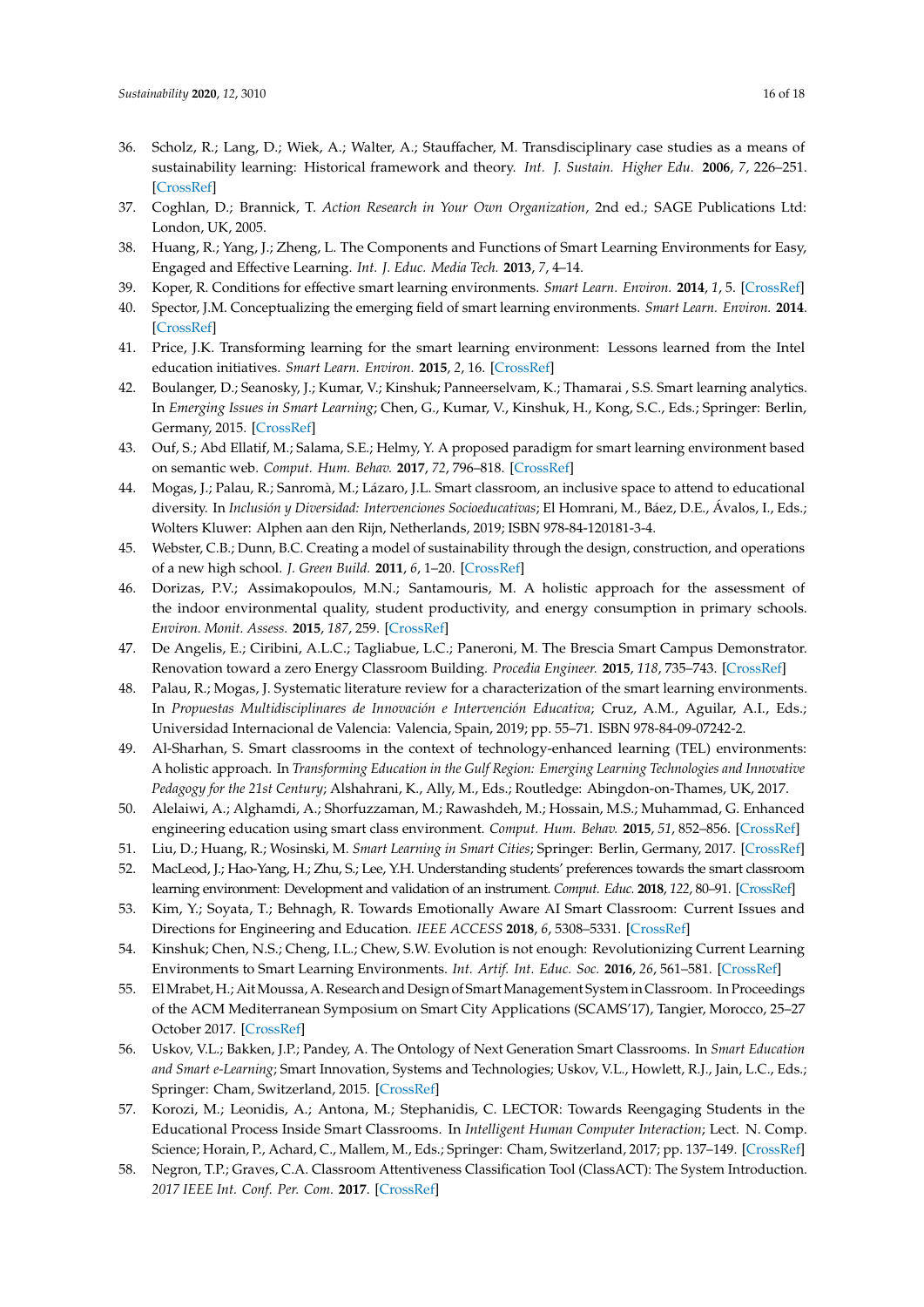36. Scholz, R.; Lang, D.; Wiek, A.; Walter, A.; Stauffacher, M. Transdisciplinary case studies as a means of sustainability learning: Historical framework and theory. *Int. J. Sustain. Higher Edu.* **2006**, *7*, 226–251. [CrossRef]
37. Coghlan, D.; Brannick, T. *Action Research in Your Own Organization*, 2nd ed.; SAGE Publications Ltd: London, UK, 2005.
38. Huang, R.; Yang, J.; Zheng, L. The Components and Functions of Smart Learning Environments for Easy, Engaged and Effective Learning. *Int. J. Educ. Media Tech.* **2013**, *7*, 4–14.
39. Koper, R. Conditions for effective smart learning environments. *Smart Learn. Environ.* **2014**, *1*, 5. [CrossRef]
40. Spector, J.M. Conceptualizing the emerging field of smart learning environments. *Smart Learn. Environ.* **2014**. [CrossRef]
41. Price, J.K. Transforming learning for the smart learning environment: Lessons learned from the Intel education initiatives. *Smart Learn. Environ.* **2015**, *2*, 16. [CrossRef]
42. Boulanger, D.; Seanosky, J.; Kumar, V.; Kinshuk; Panneerselvam, K.; Thamarai , S.S. Smart learning analytics. In *Emerging Issues in Smart Learning*; Chen, G., Kumar, V., Kinshuk, H., Kong, S.C., Eds.; Springer: Berlin, Germany, 2015. [CrossRef]
43. Ouf, S.; Abd Ellatif, M.; Salama, S.E.; Helmy, Y. A proposed paradigm for smart learning environment based on semantic web. *Comput. Hum. Behav.* **2017**, *72*, 796–818. [CrossRef]
44. Mogas, J.; Palau, R.; Sanromà, M.; Lázaro, J.L. Smart classroom, an inclusive space to attend to educational diversity. In *Inclusión y Diversidad: Intervenciones Socioeducativas*; El Homrani, M., Báez, D.E., Ávalos, I., Eds.; Wolters Kluwer: Alphen aan den Rijn, Netherlands, 2019; ISBN 978-84-120181-3-4.
45. Webster, C.B.; Dunn, B.C. Creating a model of sustainability through the design, construction, and operations of a new high school. *J. Green Build.* **2011**, *6*, 1–20. [CrossRef]
46. Dorizas, P.V.; Assimakopoulos, M.N.; Santamouris, M. A holistic approach for the assessment of the indoor environmental quality, student productivity, and energy consumption in primary schools. *Environ. Monit. Assess.* **2015**, *187*, 259. [CrossRef]
47. De Angelis, E.; Ciribini, A.L.C.; Tagliabue, L.C.; Paneroni, M. The Brescia Smart Campus Demonstrator. Renovation toward a zero Energy Classroom Building. *Procedia Engineer.* **2015**, *118*, 735–743. [CrossRef]
48. Palau, R.; Mogas, J. Systematic literature review for a characterization of the smart learning environments. In *Propuestas Multidisciplinares de Innovación e Intervención Educativa*; Cruz, A.M., Aguilar, A.I., Eds.; Universidad Internacional de Valencia: Valencia, Spain, 2019; pp. 55–71. ISBN 978-84-09-07242-2.
49. Al-Sharhan, S. Smart classrooms in the context of technology-enhanced learning (TEL) environments: A holistic approach. In *Transforming Education in the Gulf Region: Emerging Learning Technologies and Innovative Pedagogy for the 21st Century*; Alshahrani, K., Ally, M., Eds.; Routledge: Abingdon-on-Thames, UK, 2017.
50. Alelaiwi, A.; Alghamdi, A.; Shorfuzzaman, M.; Rawashdeh, M.; Hossain, M.S.; Muhammad, G. Enhanced engineering education using smart class environment. *Comput. Hum. Behav.* **2015**, *51*, 852–856. [CrossRef]
51. Liu, D.; Huang, R.; Wosinski, M. *Smart Learning in Smart Cities*; Springer: Berlin, Germany, 2017. [CrossRef]
52. MacLeod, J.; Hao-Yang, H.; Zhu, S.; Lee, Y.H. Understanding students' preferences towards the smart classroom learning environment: Development and validation of an instrument. *Comput. Educ.* **2018**, *122*, 80–91. [CrossRef]
53. Kim, Y.; Soyata, T.; Behnagh, R. Towards Emotionally Aware AI Smart Classroom: Current Issues and Directions for Engineering and Education. *IEEE ACCESS* **2018**, *6*, 5308–5331. [CrossRef]
54. Kinshuk; Chen, N.S.; Cheng, I.L.; Chew, S.W. Evolution is not enough: Revolutionizing Current Learning Environments to Smart Learning Environments. *Int. Artif. Int. Educ. Soc.* **2016**, *26*, 561–581. [CrossRef]
55. El Mrabet, H.; Ait Moussa, A. Research and Design of Smart Management System in Classroom. In Proceedings of the ACM Mediterranean Symposium on Smart City Applications (SCAMS'17), Tangier, Morocco, 25–27 October 2017. [CrossRef]
56. Uskov, V.L.; Bakken, J.P.; Pandey, A. The Ontology of Next Generation Smart Classrooms. In *Smart Education and Smart e-Learning*; Smart Innovation, Systems and Technologies; Uskov, V.L., Howlett, R.J., Jain, L.C., Eds.; Springer: Cham, Switzerland, 2015. [CrossRef]
57. Korozi, M.; Leonidis, A.; Antona, M.; Stephanidis, C. LECTOR: Towards Reengaging Students in the Educational Process Inside Smart Classrooms. In *Intelligent Human Computer Interaction*; Lect. N. Comp. Science; Horain, P., Achard, C., Mallem, M., Eds.; Springer: Cham, Switzerland, 2017; pp. 137–149. [CrossRef]
58. Negron, T.P.; Graves, C.A. Classroom Attentiveness Classification Tool (ClassACT): The System Introduction. *2017 IEEE Int. Conf. Per. Com.* **2017**. [CrossRef]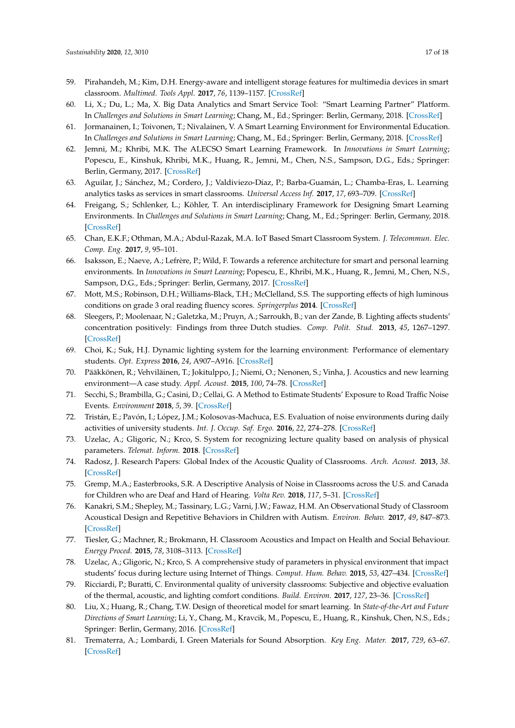59. Pirahandeh, M.; Kim, D.H. Energy-aware and intelligent storage features for multimedia devices in smart classroom. *Multimed. Tools Appl.* **2017**, *76*, 1139–1157. [CrossRef]
60. Li, X.; Du, L.; Ma, X. Big Data Analytics and Smart Service Tool: "Smart Learning Partner" Platform. In *Challenges and Solutions in Smart Learning*; Chang, M., Ed.; Springer: Berlin, Germany, 2018. [CrossRef]
61. Jormanainen, I.; Toivonen, T.; Nivalainen, V. A Smart Learning Environment for Environmental Education. In *Challenges and Solutions in Smart Learning*; Chang, M., Ed.; Springer: Berlin, Germany, 2018. [CrossRef]
62. Jemni, M.; Khribi, M.K. The ALECSO Smart Learning Framework. In *Innovations in Smart Learning*; Popescu, E., Kinshuk, Khribi, M.K., Huang, R., Jemni, M., Chen, N.S., Sampson, D.G., Eds.; Springer: Berlin, Germany, 2017. [CrossRef]
63. Aguilar, J.; Sánchez, M.; Cordero, J.; Valdiviezo-Díaz, P.; Barba-Guamán, L.; Chamba-Eras, L. Learning analytics tasks as services in smart classrooms. *Universal Access Inf.* **2017**, *17*, 693–709. [CrossRef]
64. Freigang, S.; Schlenker, L.; Köhler, T. An interdisciplinary Framework for Designing Smart Learning Environments. In *Challenges and Solutions in Smart Learning*; Chang, M., Ed.; Springer: Berlin, Germany, 2018. [CrossRef]
65. Chan, E.K.F.; Othman, M.A.; Abdul-Razak, M.A. IoT Based Smart Classroom System. *J. Telecommun. Elec. Comp. Eng.* **2017**, *9*, 95–101.
66. Isaksson, E.; Naeve, A.; Lefrère, P.; Wild, F. Towards a reference architecture for smart and personal learning environments. In *Innovations in Smart Learning*; Popescu, E., Khribi, M.K., Huang, R., Jemni, M., Chen, N.S., Sampson, D.G., Eds.; Springer: Berlin, Germany, 2017. [CrossRef]
67. Mott, M.S.; Robinson, D.H.; Williams-Black, T.H.; McClelland, S.S. The supporting effects of high luminous conditions on grade 3 oral reading fluency scores. *Springerplus* **2014**. [CrossRef]
68. Sleegers, P.; Moolenaar, N.; Galetzka, M.; Pruyn, A.; Sarroukh, B.; van der Zande, B. Lighting affects students' concentration positively: Findings from three Dutch studies. *Comp. Polit. Stud.* **2013**, *45*, 1267–1297. [CrossRef]
69. Choi, K.; Suk, H.J. Dynamic lighting system for the learning environment: Performance of elementary students. *Opt. Express* **2016**, *24*, A907–A916. [CrossRef]
70. Pääkkönen, R.; Vehviläinen, T.; Jokitulppo, J.; Niemi, O.; Nenonen, S.; Vinha, J. Acoustics and new learning environment—A case study. *Appl. Acoust.* **2015**, *100*, 74–78. [CrossRef]
71. Secchi, S.; Brambilla, G.; Casini, D.; Cellai, G. A Method to Estimate Students' Exposure to Road Traffic Noise Events. *Environment* **2018**, *5*, 39. [CrossRef]
72. Tristán, E.; Pavón, I.; López, J.M.; Kolosovas-Machuca, E.S. Evaluation of noise environments during daily activities of university students. *Int. J. Occup. Saf. Ergo.* **2016**, *22*, 274–278. [CrossRef]
73. Uzelac, A.; Gligoric, N.; Krco, S. System for recognizing lecture quality based on analysis of physical parameters. *Telemat. Inform.* **2018**. [CrossRef]
74. Radosz, J. Research Papers: Global Index of the Acoustic Quality of Classrooms. *Arch. Acoust.* **2013**, *38*. [CrossRef]
75. Gremp, M.A.; Easterbrooks, S.R. A Descriptive Analysis of Noise in Classrooms across the U.S. and Canada for Children who are Deaf and Hard of Hearing. *Volta Rev.* **2018**, *117*, 5–31. [CrossRef]
76. Kanakri, S.M.; Shepley, M.; Tassinary, L.G.; Varni, J.W.; Fawaz, H.M. An Observational Study of Classroom Acoustical Design and Repetitive Behaviors in Children with Autism. *Environ. Behav.* **2017**, *49*, 847–873. [CrossRef]
77. Tiesler, G.; Machner, R.; Brokmann, H. Classroom Acoustics and Impact on Health and Social Behaviour. *Energy Proced.* **2015**, *78*, 3108–3113. [CrossRef]
78. Uzelac, A.; Gligoric, N.; Krco, S. A comprehensive study of parameters in physical environment that impact students' focus during lecture using Internet of Things. *Comput. Hum. Behav.* **2015**, *53*, 427–434. [CrossRef]
79. Ricciardi, P.; Buratti, C. Environmental quality of university classrooms: Subjective and objective evaluation of the thermal, acoustic, and lighting comfort conditions. *Build. Environ.* **2017**, *127*, 23–36. [CrossRef]
80. Liu, X.; Huang, R.; Chang, T.W. Design of theoretical model for smart learning. In *State-of-the-Art and Future Directions of Smart Learning*; Li, Y., Chang, M., Kravcik, M., Popescu, E., Huang, R., Kinshuk, Chen, N.S., Eds.; Springer: Berlin, Germany, 2016. [CrossRef]
81. Trematerra, A.; Lombardi, I. Green Materials for Sound Absorption. *Key Eng. Mater.* **2017**, *729*, 63–67. [CrossRef]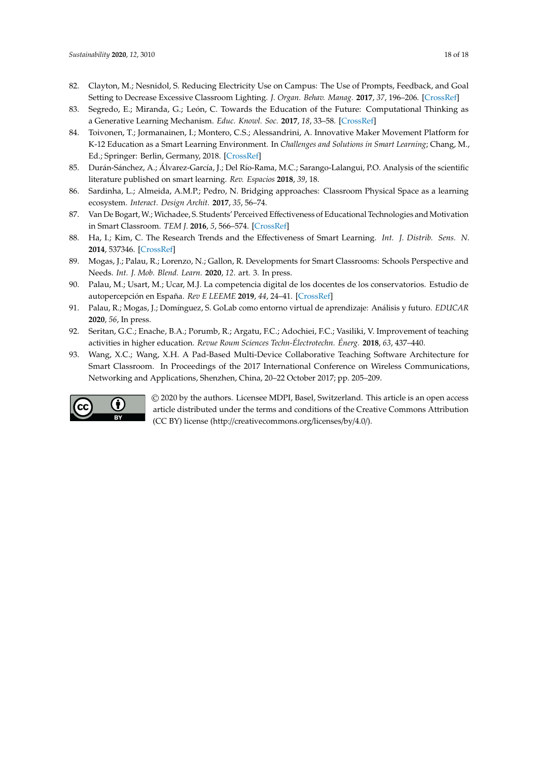82. Clayton, M.; Nesnidol, S. Reducing Electricity Use on Campus: The Use of Prompts, Feedback, and Goal Setting to Decrease Excessive Classroom Lighting. *J. Organ. Behav. Manag.* **2017**, *37*, 196–206. [CrossRef]
83. Segredo, E.; Miranda, G.; León, C. Towards the Education of the Future: Computational Thinking as a Generative Learning Mechanism. *Educ. Knowl. Soc.* **2017**, *18*, 33–58. [CrossRef]
84. Toivonen, T.; Jormanainen, I.; Montero, C.S.; Alessandrini, A. Innovative Maker Movement Platform for K-12 Education as a Smart Learning Environment. In *Challenges and Solutions in Smart Learning*; Chang, M., Ed.; Springer: Berlin, Germany, 2018. [CrossRef]
85. Durán-Sánchez, A.; Álvarez-García, J.; Del Río-Rama, M.C.; Sarango-Lalangui, P.O. Analysis of the scientific literature published on smart learning. *Rev. Espacios* **2018**, *39*, 18.
86. Sardinha, L.; Almeida, A.M.P.; Pedro, N. Bridging approaches: Classroom Physical Space as a learning ecosystem. *Interact. Design Archit.* **2017**, *35*, 56–74.
87. Van De Bogart, W.; Wichadee, S. Students' Perceived Effectiveness of Educational Technologies and Motivation in Smart Classroom. *TEM J.* **2016**, *5*, 566–574. [CrossRef]
88. Ha, I.; Kim, C. The Research Trends and the Effectiveness of Smart Learning. *Int. J. Distrib. Sens. N.* **2014**, 537346. [CrossRef]
89. Mogas, J.; Palau, R.; Lorenzo, N.; Gallon, R. Developments for Smart Classrooms: Schools Perspective and Needs. *Int. J. Mob. Blend. Learn.* **2020**, *12*. art. 3. In press.
90. Palau, M.; Usart, M.; Ucar, M.J. La competencia digital de los docentes de los conservatorios. Estudio de autopercepción en España. *Rev E LEEME* **2019**, *44*, 24–41. [CrossRef]
91. Palau, R.; Mogas, J.; Domínguez, S. GoLab como entorno virtual de aprendizaje: Análisis y futuro. *EDUCAR* **2020**, *56*, In press.
92. Seritan, G.C.; Enache, B.A.; Porumb, R.; Argatu, F.C.; Adochiei, F.C.; Vasiliki, V. Improvement of teaching activities in higher education. *Revue Roum Sciences Techn-Électrotechn. Énerg.* **2018**, *63*, 437–440.
93. Wang, X.C.; Wang, X.H. A Pad-Based Multi-Device Collaborative Teaching Software Architecture for Smart Classroom. In Proceedings of the 2017 International Conference on Wireless Communications, Networking and Applications, Shenzhen, China, 20–22 October 2017; pp. 205–209.

© 2020 by the authors. Licensee MDPI, Basel, Switzerland. This article is an open access article distributed under the terms and conditions of the Creative Commons Attribution (CC BY) license (http://creativecommons.org/licenses/by/4.0/).